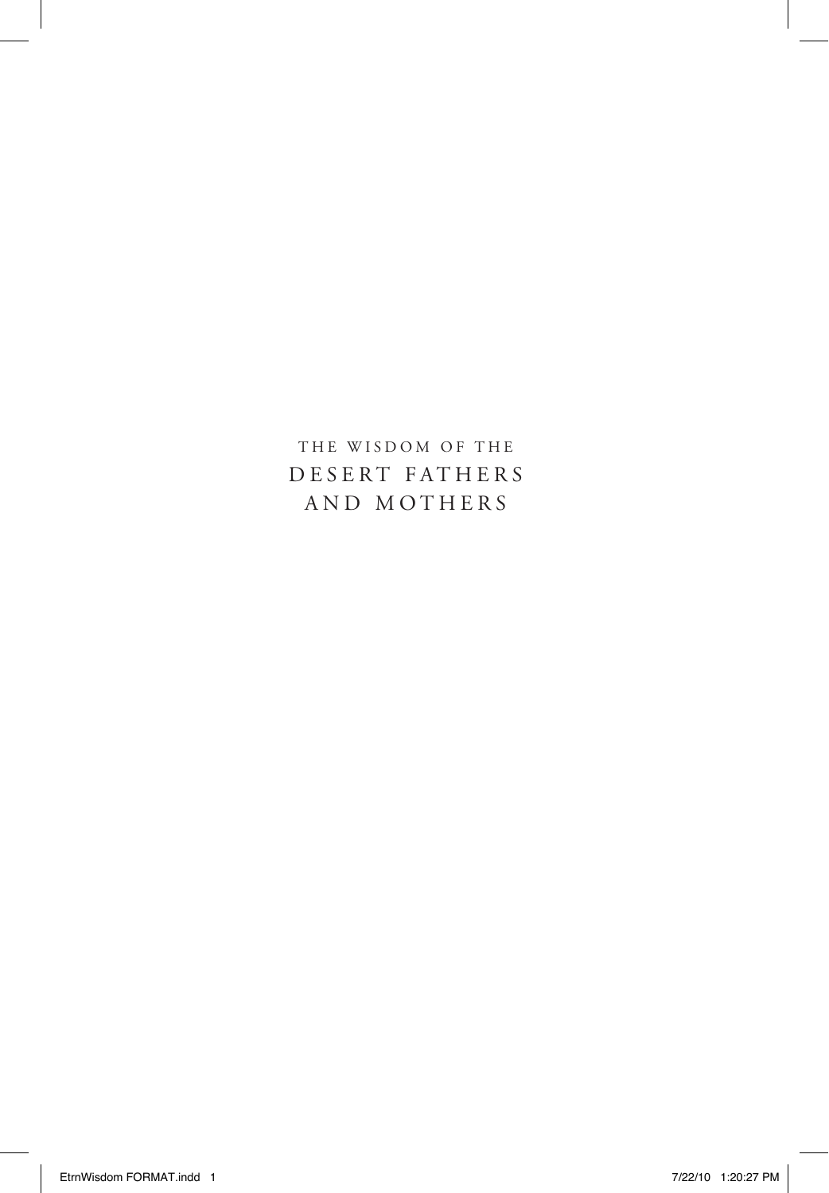# THE WISDOM OF THE DESERT FATHERS AND MOTHERS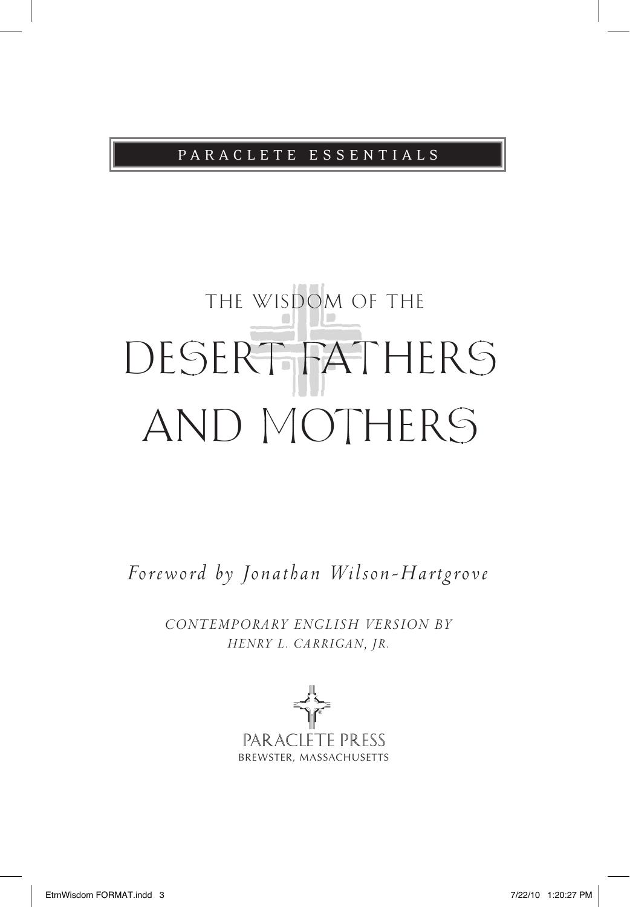PARACLETE ESSENTIALS

# THE WISDOM OF THE DESERT FATHERS AND MOTHERS

*Foreword by Jonathan Wilson-Hartgrove*

*CONTEMPORARY ENGLISH VERSION BY HENRY L. CARRIGAN, JR.*

PARACLETE PRESS
BREWSTER, MASSACHUSETTS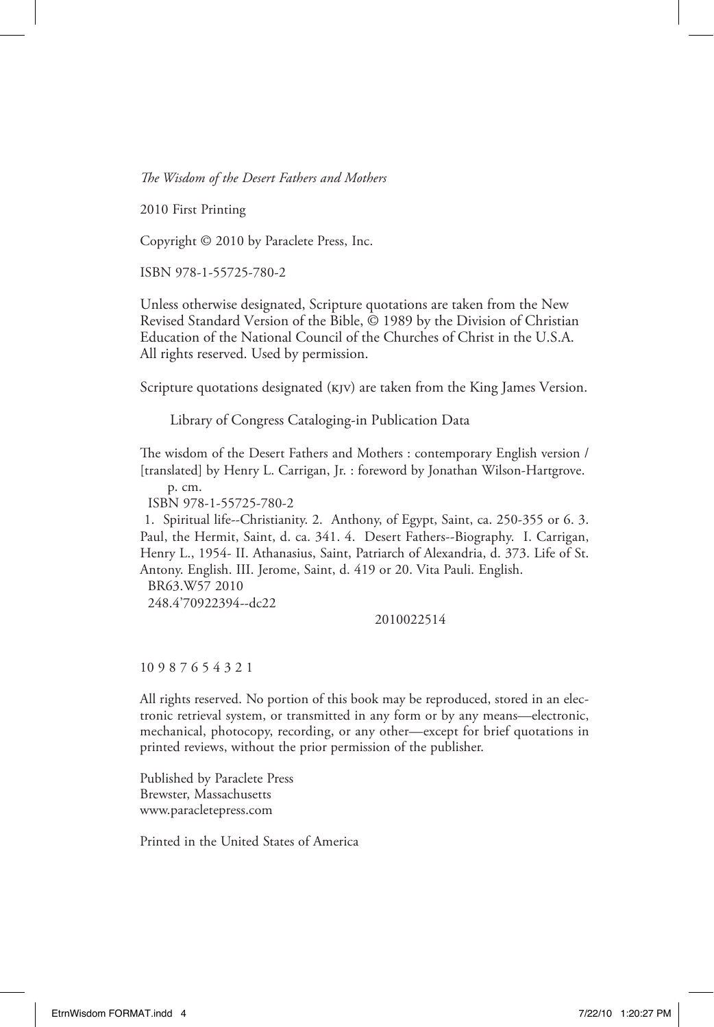*The Wisdom of the Desert Fathers and Mothers*

2010 First Printing

Copyright © 2010 by Paraclete Press, Inc.

ISBN 978-1-55725-780-2

Unless otherwise designated, Scripture quotations are taken from the New Revised Standard Version of the Bible, © 1989 by the Division of Christian Education of the National Council of the Churches of Christ in the U.S.A. All rights reserved. Used by permission.

Scripture quotations designated (KJV) are taken from the King James Version.

Library of Congress Cataloging-in Publication Data

The wisdom of the Desert Fathers and Mothers : contemporary English version / [translated] by Henry L. Carrigan, Jr. : foreword by Jonathan Wilson-Hartgrove.
p. cm.
ISBN 978-1-55725-780-2
1. Spiritual life--Christianity. 2. Anthony, of Egypt, Saint, ca. 250-355 or 6. 3. Paul, the Hermit, Saint, d. ca. 341. 4. Desert Fathers--Biography. I. Carrigan, Henry L., 1954- II. Athanasius, Saint, Patriarch of Alexandria, d. 373. Life of St. Antony. English. III. Jerome, Saint, d. 419 or 20. Vita Pauli. English.
BR63.W57 2010
248.4'70922394--dc22

2010022514

10 9 8 7 6 5 4 3 2 1

All rights reserved. No portion of this book may be reproduced, stored in an electronic retrieval system, or transmitted in any form or by any means—electronic, mechanical, photocopy, recording, or any other—except for brief quotations in printed reviews, without the prior permission of the publisher.

Published by Paraclete Press
Brewster, Massachusetts
www.paracletepress.com

Printed in the United States of America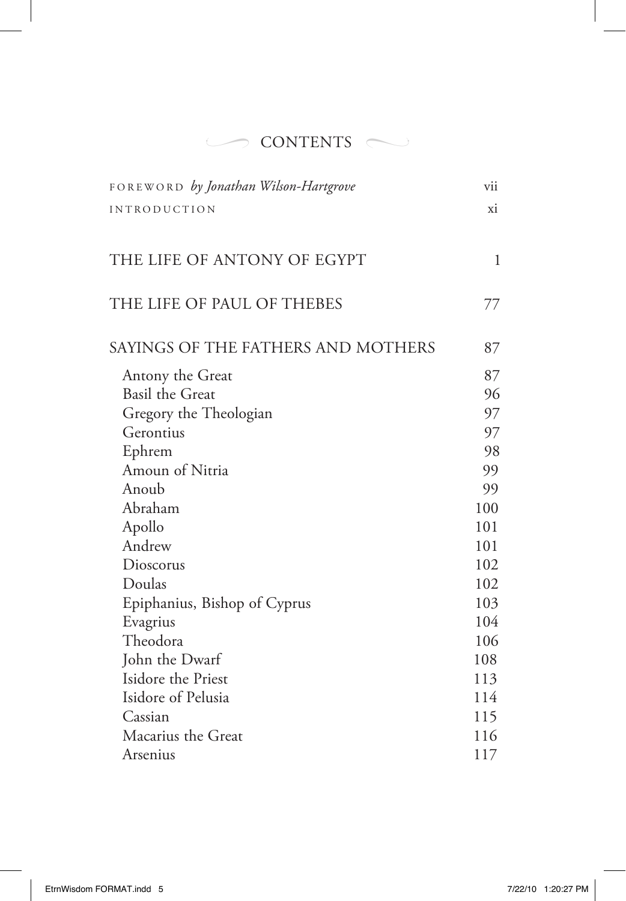# CONTENTS

| | |
|---|---|
| FOREWORD *by Jonathan Wilson-Hartgrove* | vii |
| INTRODUCTION | xi |
| THE LIFE OF ANTONY OF EGYPT | 1 |
| THE LIFE OF PAUL OF THEBES | 77 |
| SAYINGS OF THE FATHERS AND MOTHERS | 87 |
| Antony the Great | 87 |
| Basil the Great | 96 |
| Gregory the Theologian | 97 |
| Gerontius | 97 |
| Ephrem | 98 |
| Amoun of Nitria | 99 |
| Anoub | 99 |
| Abraham | 100 |
| Apollo | 101 |
| Andrew | 101 |
| Dioscorus | 102 |
| Doulas | 102 |
| Epiphanius, Bishop of Cyprus | 103 |
| Evagrius | 104 |
| Theodora | 106 |
| John the Dwarf | 108 |
| Isidore the Priest | 113 |
| Isidore of Pelusia | 114 |
| Cassian | 115 |
| Macarius the Great | 116 |
| Arsenius | 117 |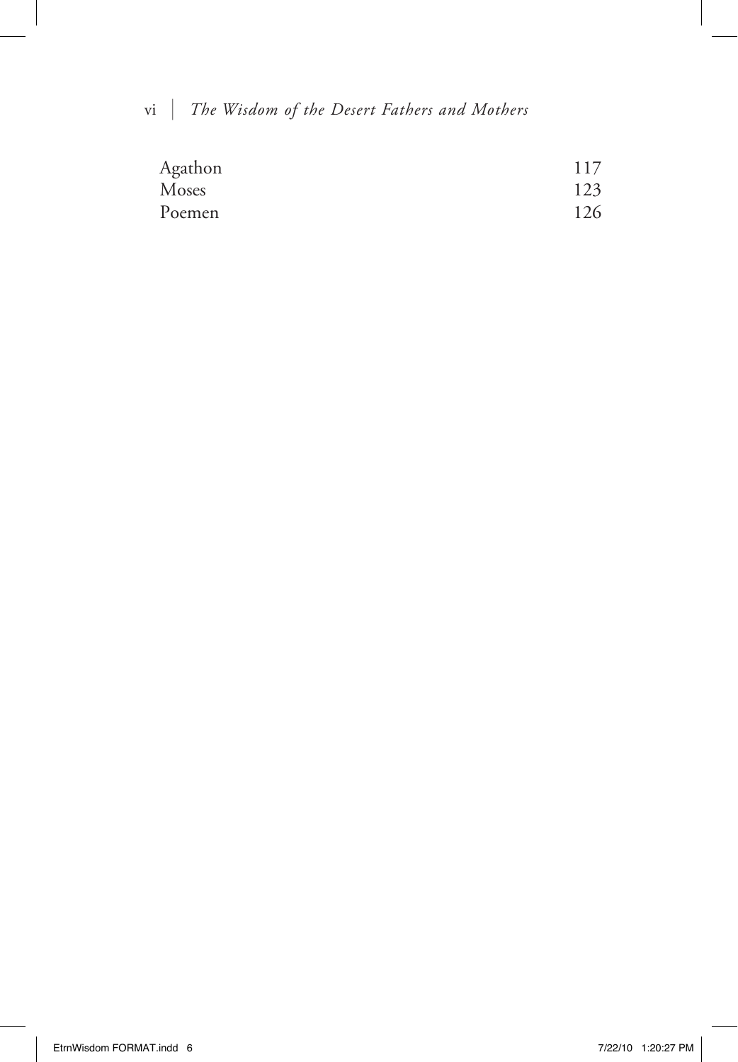| | |
|---|---|
| Agathon | 117 |
| Moses | 123 |
| Poemen | 126 |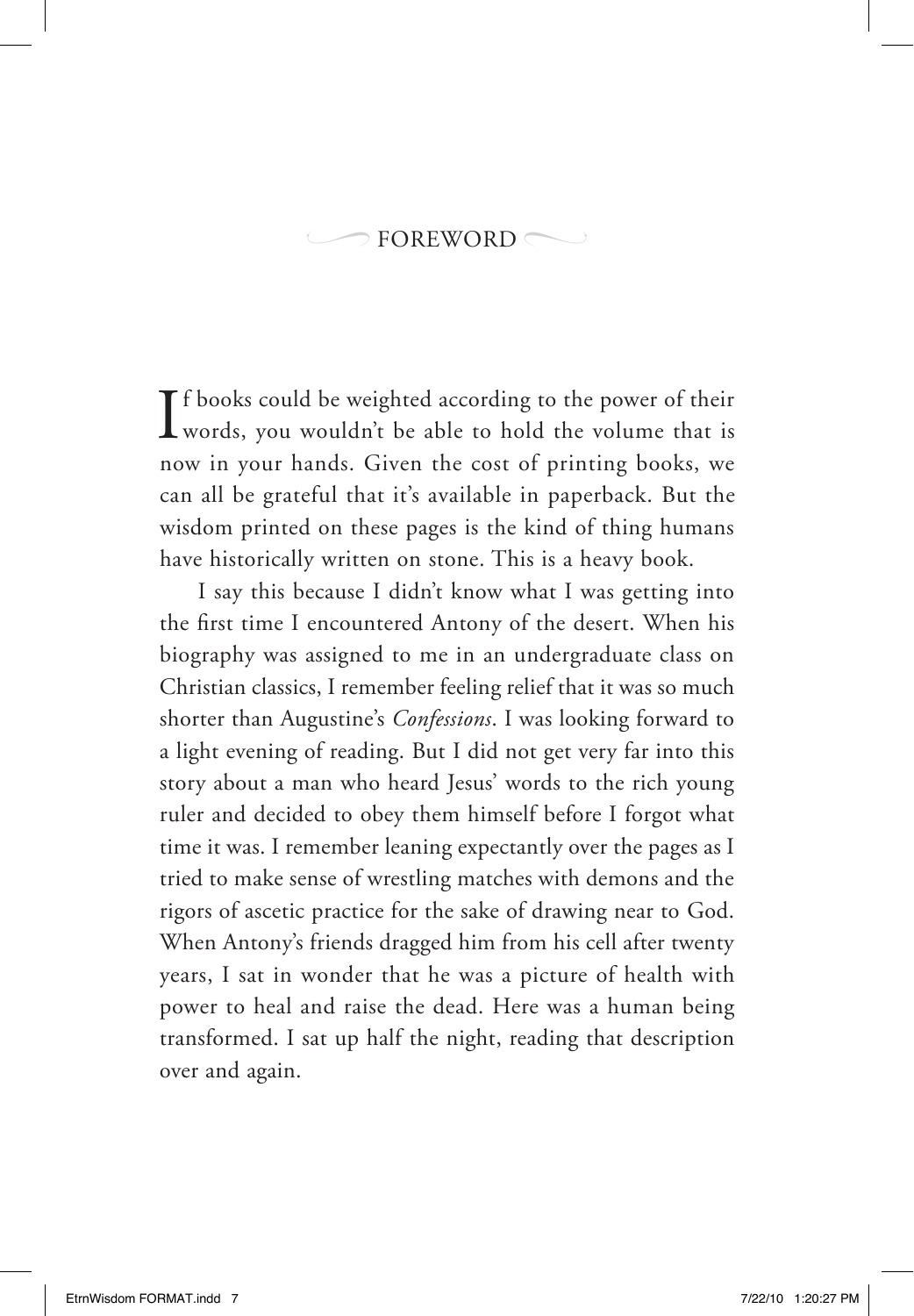# FOREWORD

If books could be weighted according to the power of their words, you wouldn't be able to hold the volume that is now in your hands. Given the cost of printing books, we can all be grateful that it's available in paperback. But the wisdom printed on these pages is the kind of thing humans have historically written on stone. This is a heavy book.

I say this because I didn't know what I was getting into the first time I encountered Antony of the desert. When his biography was assigned to me in an undergraduate class on Christian classics, I remember feeling relief that it was so much shorter than Augustine's *Confessions*. I was looking forward to a light evening of reading. But I did not get very far into this story about a man who heard Jesus' words to the rich young ruler and decided to obey them himself before I forgot what time it was. I remember leaning expectantly over the pages as I tried to make sense of wrestling matches with demons and the rigors of ascetic practice for the sake of drawing near to God. When Antony's friends dragged him from his cell after twenty years, I sat in wonder that he was a picture of health with power to heal and raise the dead. Here was a human being transformed. I sat up half the night, reading that description over and again.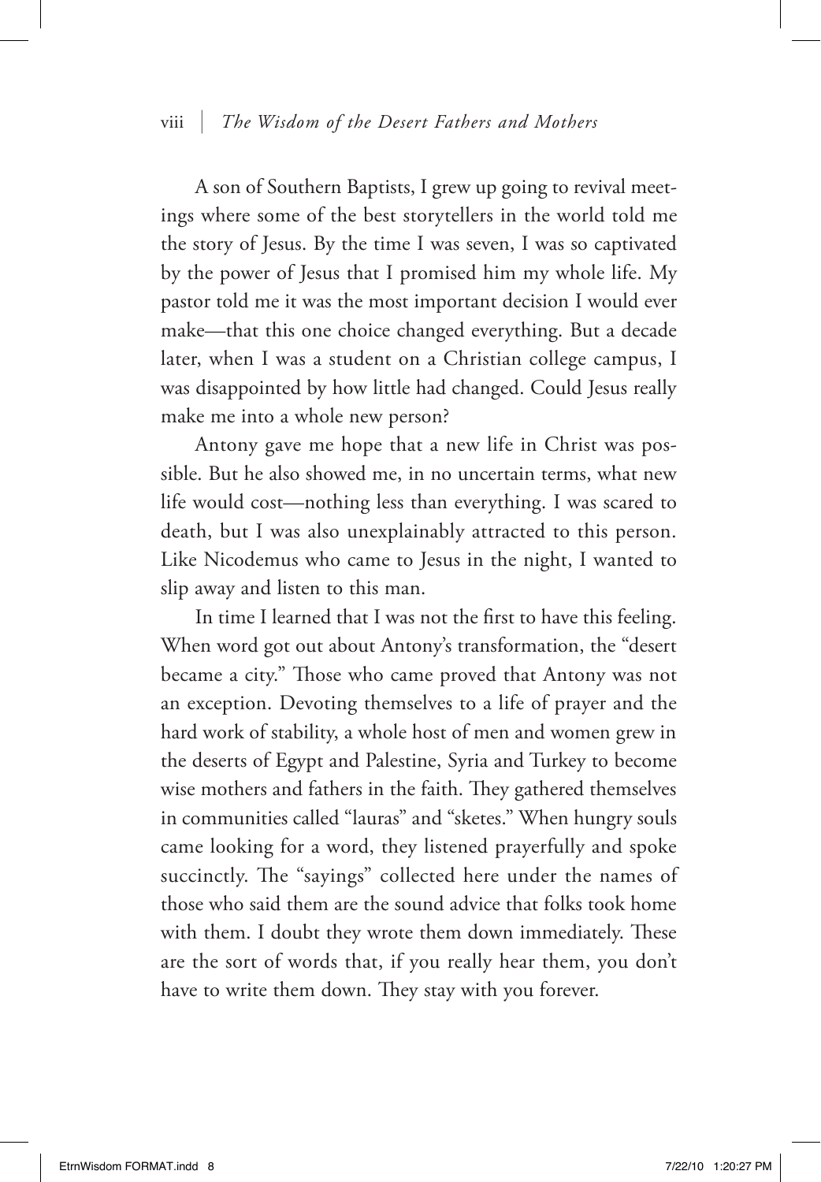A son of Southern Baptists, I grew up going to revival meetings where some of the best storytellers in the world told me the story of Jesus. By the time I was seven, I was so captivated by the power of Jesus that I promised him my whole life. My pastor told me it was the most important decision I would ever make—that this one choice changed everything. But a decade later, when I was a student on a Christian college campus, I was disappointed by how little had changed. Could Jesus really make me into a whole new person?

Antony gave me hope that a new life in Christ was possible. But he also showed me, in no uncertain terms, what new life would cost—nothing less than everything. I was scared to death, but I was also unexplainably attracted to this person. Like Nicodemus who came to Jesus in the night, I wanted to slip away and listen to this man.

In time I learned that I was not the first to have this feeling. When word got out about Antony's transformation, the "desert became a city." Those who came proved that Antony was not an exception. Devoting themselves to a life of prayer and the hard work of stability, a whole host of men and women grew in the deserts of Egypt and Palestine, Syria and Turkey to become wise mothers and fathers in the faith. They gathered themselves in communities called "lauras" and "sketes." When hungry souls came looking for a word, they listened prayerfully and spoke succinctly. The "sayings" collected here under the names of those who said them are the sound advice that folks took home with them. I doubt they wrote them down immediately. These are the sort of words that, if you really hear them, you don't have to write them down. They stay with you forever.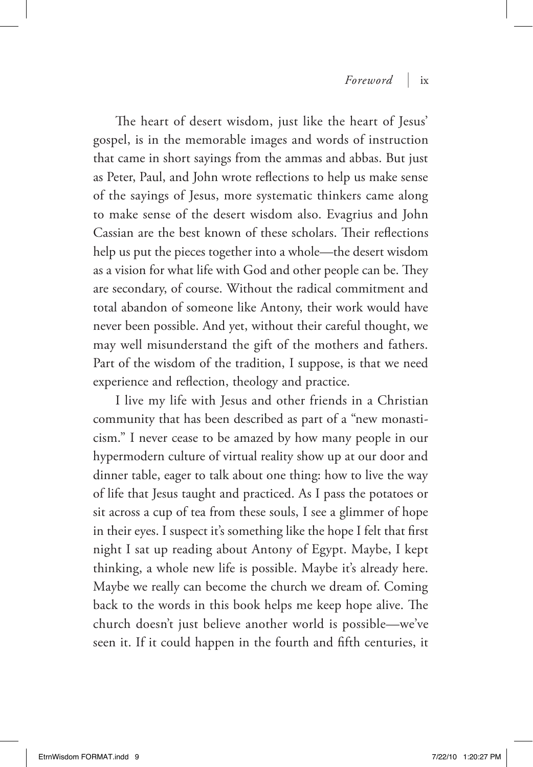The heart of desert wisdom, just like the heart of Jesus' gospel, is in the memorable images and words of instruction that came in short sayings from the ammas and abbas. But just as Peter, Paul, and John wrote reflections to help us make sense of the sayings of Jesus, more systematic thinkers came along to make sense of the desert wisdom also. Evagrius and John Cassian are the best known of these scholars. Their reflections help us put the pieces together into a whole—the desert wisdom as a vision for what life with God and other people can be. They are secondary, of course. Without the radical commitment and total abandon of someone like Antony, their work would have never been possible. And yet, without their careful thought, we may well misunderstand the gift of the mothers and fathers. Part of the wisdom of the tradition, I suppose, is that we need experience and reflection, theology and practice.

I live my life with Jesus and other friends in a Christian community that has been described as part of a "new monasticism." I never cease to be amazed by how many people in our hypermodern culture of virtual reality show up at our door and dinner table, eager to talk about one thing: how to live the way of life that Jesus taught and practiced. As I pass the potatoes or sit across a cup of tea from these souls, I see a glimmer of hope in their eyes. I suspect it's something like the hope I felt that first night I sat up reading about Antony of Egypt. Maybe, I kept thinking, a whole new life is possible. Maybe it's already here. Maybe we really can become the church we dream of. Coming back to the words in this book helps me keep hope alive. The church doesn't just believe another world is possible—we've seen it. If it could happen in the fourth and fifth centuries, it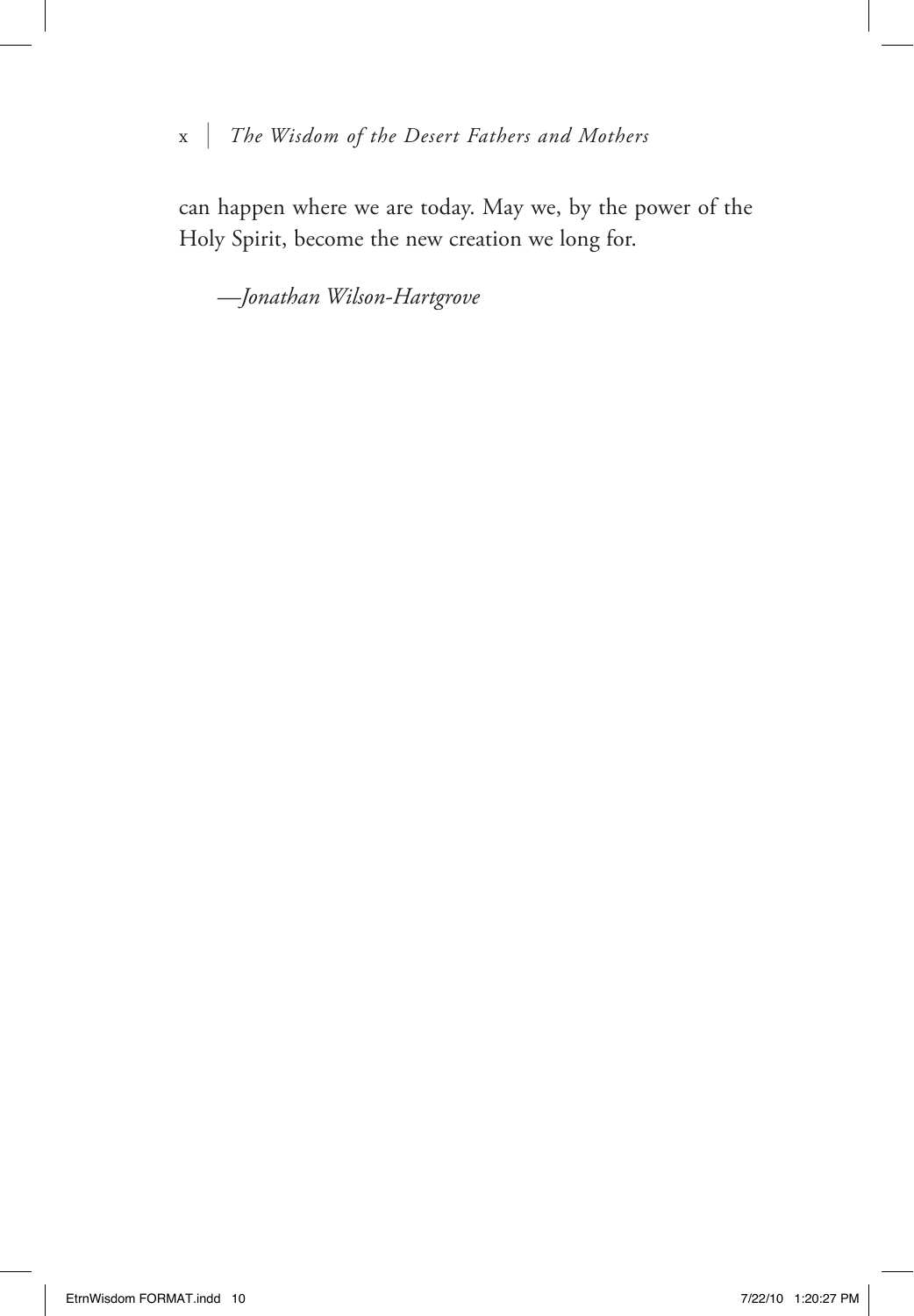can happen where we are today. May we, by the power of the Holy Spirit, become the new creation we long for.

*—Jonathan Wilson-Hartgrove*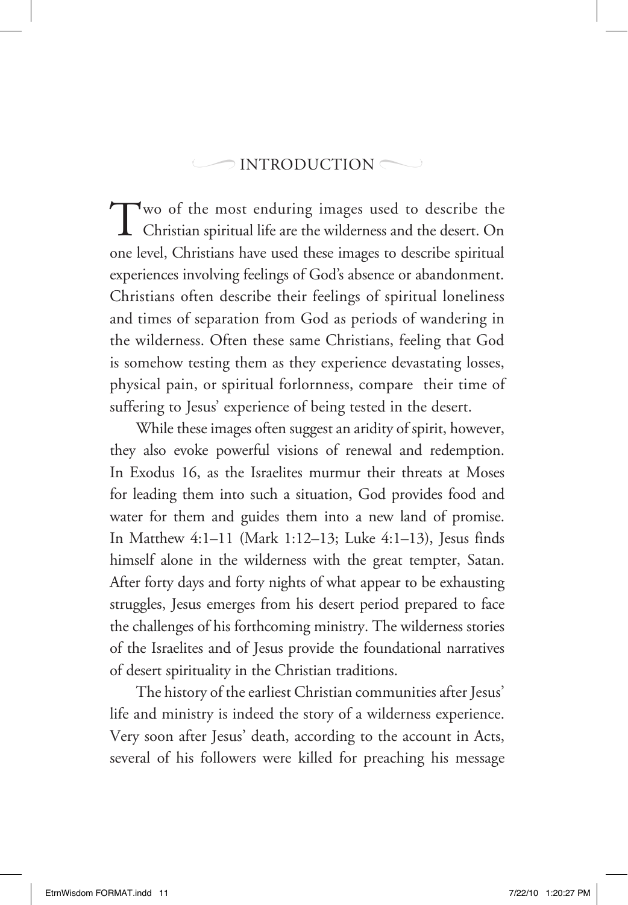# INTRODUCTION

Two of the most enduring images used to describe the Christian spiritual life are the wilderness and the desert. On one level, Christians have used these images to describe spiritual experiences involving feelings of God's absence or abandonment. Christians often describe their feelings of spiritual loneliness and times of separation from God as periods of wandering in the wilderness. Often these same Christians, feeling that God is somehow testing them as they experience devastating losses, physical pain, or spiritual forlornness, compare their time of suffering to Jesus' experience of being tested in the desert.

While these images often suggest an aridity of spirit, however, they also evoke powerful visions of renewal and redemption. In Exodus 16, as the Israelites murmur their threats at Moses for leading them into such a situation, God provides food and water for them and guides them into a new land of promise. In Matthew 4:1–11 (Mark 1:12–13; Luke 4:1–13), Jesus finds himself alone in the wilderness with the great tempter, Satan. After forty days and forty nights of what appear to be exhausting struggles, Jesus emerges from his desert period prepared to face the challenges of his forthcoming ministry. The wilderness stories of the Israelites and of Jesus provide the foundational narratives of desert spirituality in the Christian traditions.

The history of the earliest Christian communities after Jesus' life and ministry is indeed the story of a wilderness experience. Very soon after Jesus' death, according to the account in Acts, several of his followers were killed for preaching his message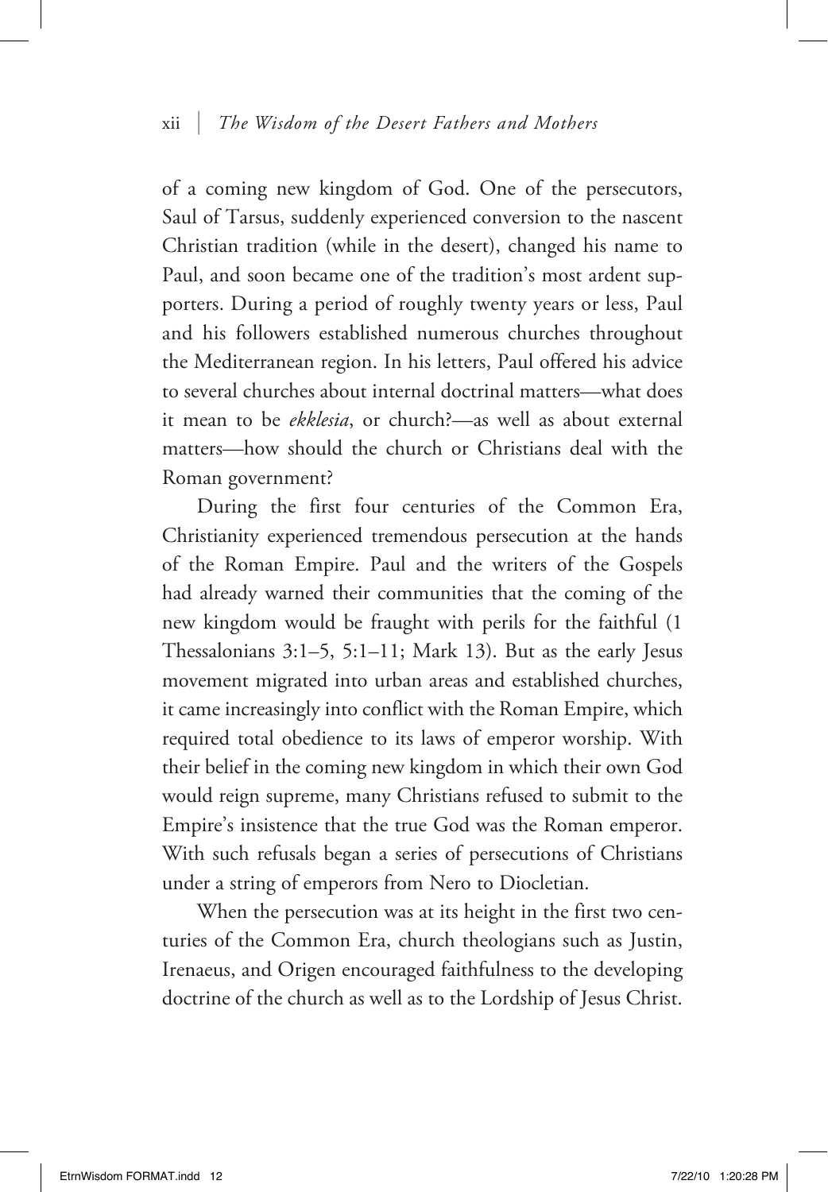of a coming new kingdom of God. One of the persecutors, Saul of Tarsus, suddenly experienced conversion to the nascent Christian tradition (while in the desert), changed his name to Paul, and soon became one of the tradition's most ardent supporters. During a period of roughly twenty years or less, Paul and his followers established numerous churches throughout the Mediterranean region. In his letters, Paul offered his advice to several churches about internal doctrinal matters—what does it mean to be *ekklesia*, or church?—as well as about external matters—how should the church or Christians deal with the Roman government?

During the first four centuries of the Common Era, Christianity experienced tremendous persecution at the hands of the Roman Empire. Paul and the writers of the Gospels had already warned their communities that the coming of the new kingdom would be fraught with perils for the faithful (1 Thessalonians 3:1–5, 5:1–11; Mark 13). But as the early Jesus movement migrated into urban areas and established churches, it came increasingly into conflict with the Roman Empire, which required total obedience to its laws of emperor worship. With their belief in the coming new kingdom in which their own God would reign supreme, many Christians refused to submit to the Empire's insistence that the true God was the Roman emperor. With such refusals began a series of persecutions of Christians under a string of emperors from Nero to Diocletian.

When the persecution was at its height in the first two centuries of the Common Era, church theologians such as Justin, Irenaeus, and Origen encouraged faithfulness to the developing doctrine of the church as well as to the Lordship of Jesus Christ.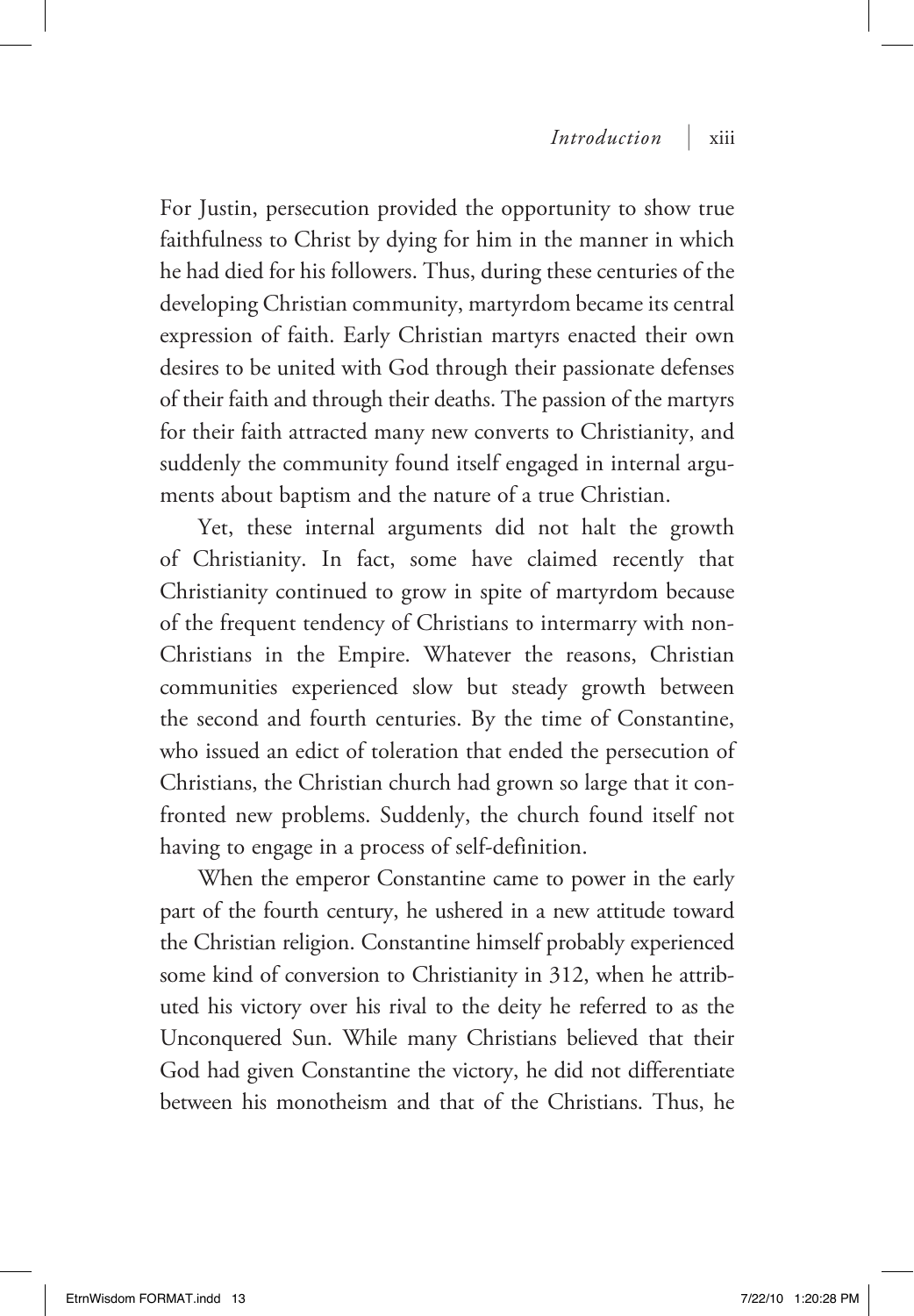For Justin, persecution provided the opportunity to show true faithfulness to Christ by dying for him in the manner in which he had died for his followers. Thus, during these centuries of the developing Christian community, martyrdom became its central expression of faith. Early Christian martyrs enacted their own desires to be united with God through their passionate defenses of their faith and through their deaths. The passion of the martyrs for their faith attracted many new converts to Christianity, and suddenly the community found itself engaged in internal arguments about baptism and the nature of a true Christian.

Yet, these internal arguments did not halt the growth of Christianity. In fact, some have claimed recently that Christianity continued to grow in spite of martyrdom because of the frequent tendency of Christians to intermarry with non-Christians in the Empire. Whatever the reasons, Christian communities experienced slow but steady growth between the second and fourth centuries. By the time of Constantine, who issued an edict of toleration that ended the persecution of Christians, the Christian church had grown so large that it confronted new problems. Suddenly, the church found itself not having to engage in a process of self-definition.

When the emperor Constantine came to power in the early part of the fourth century, he ushered in a new attitude toward the Christian religion. Constantine himself probably experienced some kind of conversion to Christianity in 312, when he attributed his victory over his rival to the deity he referred to as the Unconquered Sun. While many Christians believed that their God had given Constantine the victory, he did not differentiate between his monotheism and that of the Christians. Thus, he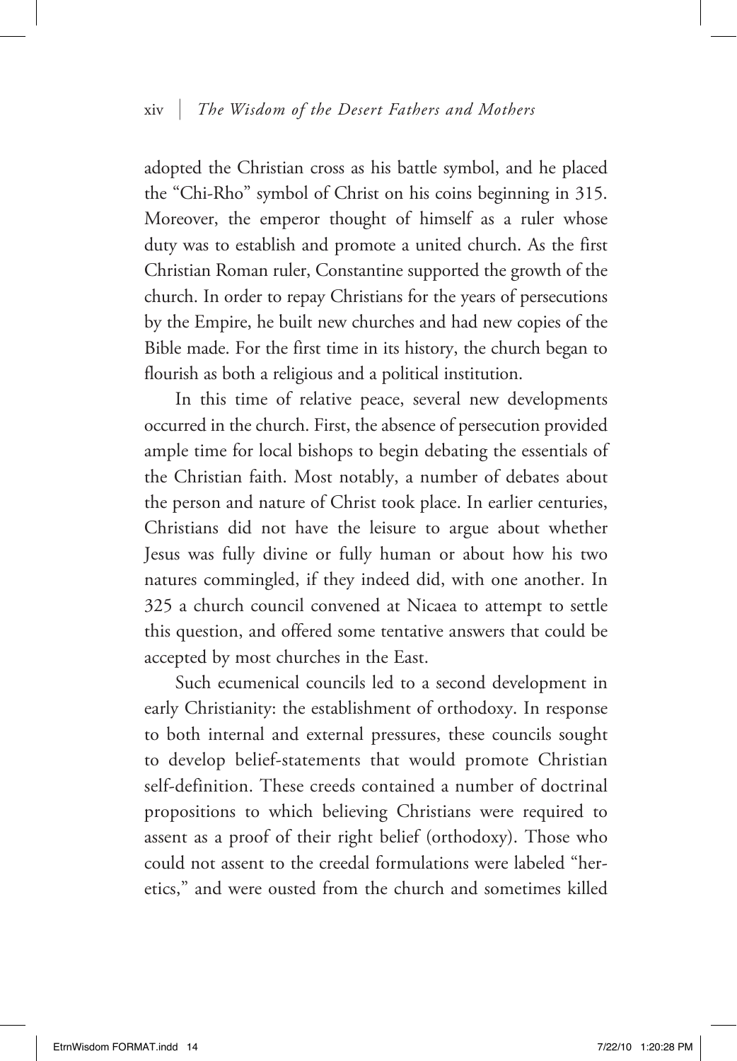adopted the Christian cross as his battle symbol, and he placed the "Chi-Rho" symbol of Christ on his coins beginning in 315. Moreover, the emperor thought of himself as a ruler whose duty was to establish and promote a united church. As the first Christian Roman ruler, Constantine supported the growth of the church. In order to repay Christians for the years of persecutions by the Empire, he built new churches and had new copies of the Bible made. For the first time in its history, the church began to flourish as both a religious and a political institution.

In this time of relative peace, several new developments occurred in the church. First, the absence of persecution provided ample time for local bishops to begin debating the essentials of the Christian faith. Most notably, a number of debates about the person and nature of Christ took place. In earlier centuries, Christians did not have the leisure to argue about whether Jesus was fully divine or fully human or about how his two natures commingled, if they indeed did, with one another. In 325 a church council convened at Nicaea to attempt to settle this question, and offered some tentative answers that could be accepted by most churches in the East.

Such ecumenical councils led to a second development in early Christianity: the establishment of orthodoxy. In response to both internal and external pressures, these councils sought to develop belief-statements that would promote Christian self-definition. These creeds contained a number of doctrinal propositions to which believing Christians were required to assent as a proof of their right belief (orthodoxy). Those who could not assent to the creedal formulations were labeled "heretics," and were ousted from the church and sometimes killed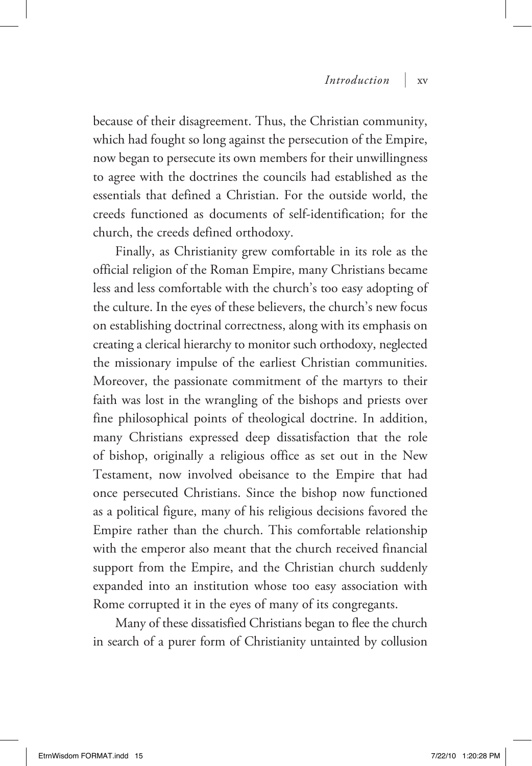because of their disagreement. Thus, the Christian community, which had fought so long against the persecution of the Empire, now began to persecute its own members for their unwillingness to agree with the doctrines the councils had established as the essentials that defined a Christian. For the outside world, the creeds functioned as documents of self-identification; for the church, the creeds defined orthodoxy.

Finally, as Christianity grew comfortable in its role as the official religion of the Roman Empire, many Christians became less and less comfortable with the church's too easy adopting of the culture. In the eyes of these believers, the church's new focus on establishing doctrinal correctness, along with its emphasis on creating a clerical hierarchy to monitor such orthodoxy, neglected the missionary impulse of the earliest Christian communities. Moreover, the passionate commitment of the martyrs to their faith was lost in the wrangling of the bishops and priests over fine philosophical points of theological doctrine. In addition, many Christians expressed deep dissatisfaction that the role of bishop, originally a religious office as set out in the New Testament, now involved obeisance to the Empire that had once persecuted Christians. Since the bishop now functioned as a political figure, many of his religious decisions favored the Empire rather than the church. This comfortable relationship with the emperor also meant that the church received financial support from the Empire, and the Christian church suddenly expanded into an institution whose too easy association with Rome corrupted it in the eyes of many of its congregants.

Many of these dissatisfied Christians began to flee the church in search of a purer form of Christianity untainted by collusion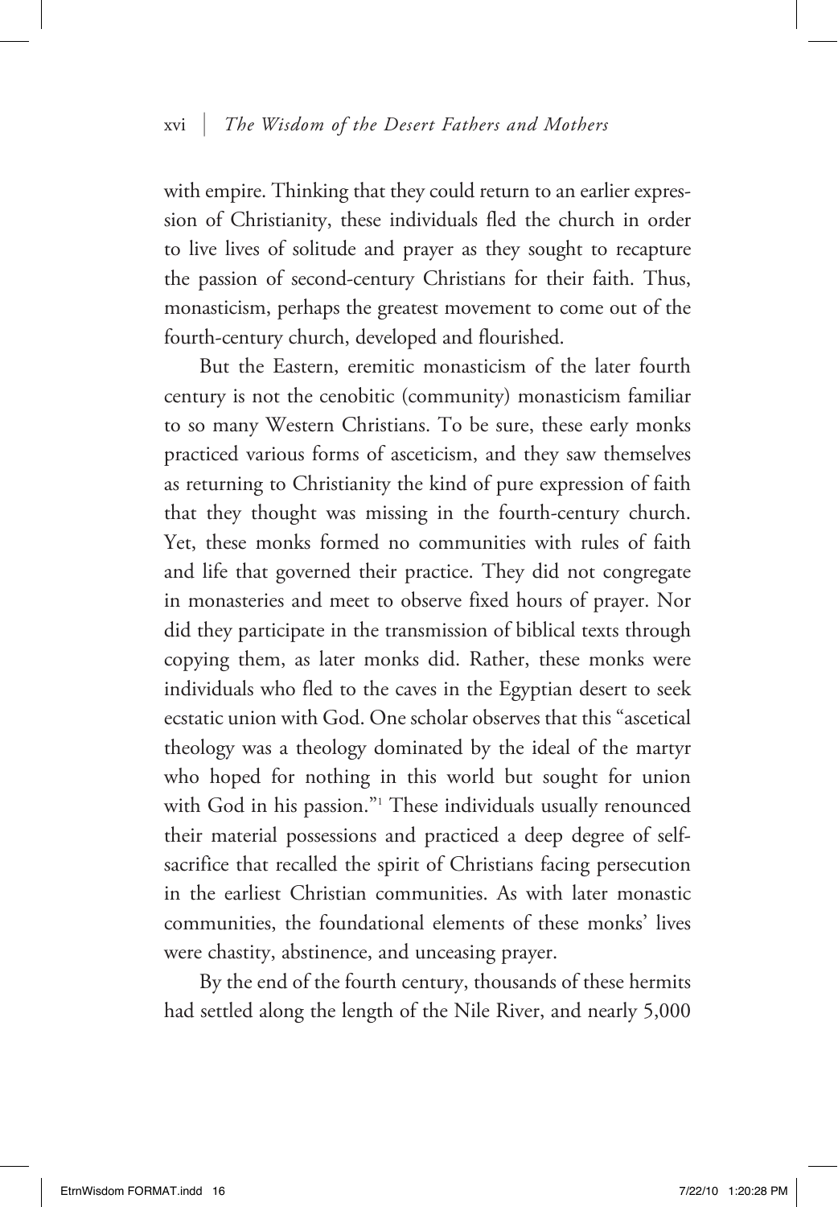with empire. Thinking that they could return to an earlier expression of Christianity, these individuals fled the church in order to live lives of solitude and prayer as they sought to recapture the passion of second-century Christians for their faith. Thus, monasticism, perhaps the greatest movement to come out of the fourth-century church, developed and flourished.

But the Eastern, eremitic monasticism of the later fourth century is not the cenobitic (community) monasticism familiar to so many Western Christians. To be sure, these early monks practiced various forms of asceticism, and they saw themselves as returning to Christianity the kind of pure expression of faith that they thought was missing in the fourth-century church. Yet, these monks formed no communities with rules of faith and life that governed their practice. They did not congregate in monasteries and meet to observe fixed hours of prayer. Nor did they participate in the transmission of biblical texts through copying them, as later monks did. Rather, these monks were individuals who fled to the caves in the Egyptian desert to seek ecstatic union with God. One scholar observes that this "ascetical theology was a theology dominated by the ideal of the martyr who hoped for nothing in this world but sought for union with God in his passion."[1] These individuals usually renounced their material possessions and practiced a deep degree of self-sacrifice that recalled the spirit of Christians facing persecution in the earliest Christian communities. As with later monastic communities, the foundational elements of these monks' lives were chastity, abstinence, and unceasing prayer.

By the end of the fourth century, thousands of these hermits had settled along the length of the Nile River, and nearly 5,000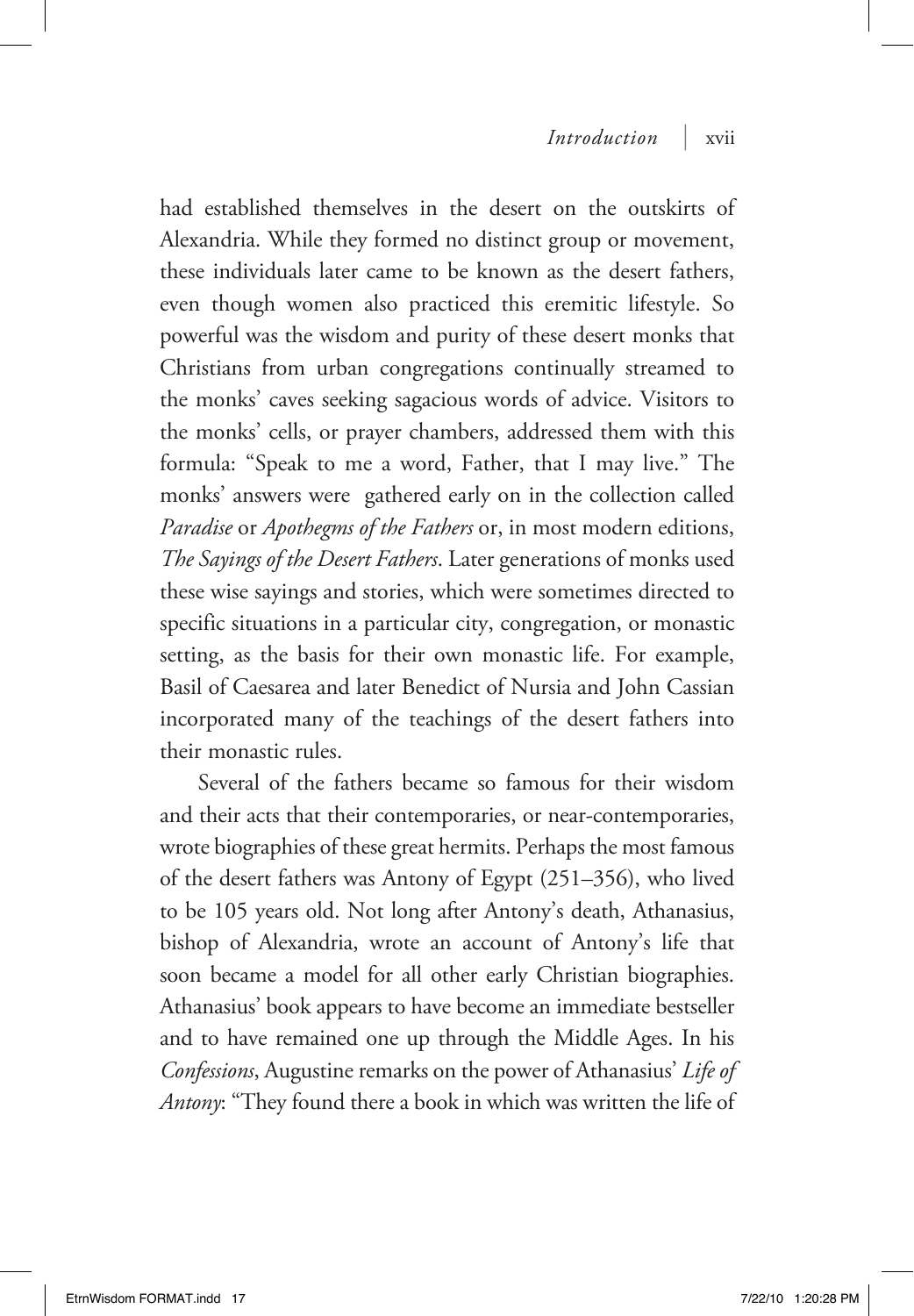had established themselves in the desert on the outskirts of Alexandria. While they formed no distinct group or movement, these individuals later came to be known as the desert fathers, even though women also practiced this eremitic lifestyle. So powerful was the wisdom and purity of these desert monks that Christians from urban congregations continually streamed to the monks' caves seeking sagacious words of advice. Visitors to the monks' cells, or prayer chambers, addressed them with this formula: "Speak to me a word, Father, that I may live." The monks' answers were gathered early on in the collection called *Paradise* or *Apothegms of the Fathers* or, in most modern editions, *The Sayings of the Desert Fathers*. Later generations of monks used these wise sayings and stories, which were sometimes directed to specific situations in a particular city, congregation, or monastic setting, as the basis for their own monastic life. For example, Basil of Caesarea and later Benedict of Nursia and John Cassian incorporated many of the teachings of the desert fathers into their monastic rules.

Several of the fathers became so famous for their wisdom and their acts that their contemporaries, or near-contemporaries, wrote biographies of these great hermits. Perhaps the most famous of the desert fathers was Antony of Egypt (251–356), who lived to be 105 years old. Not long after Antony's death, Athanasius, bishop of Alexandria, wrote an account of Antony's life that soon became a model for all other early Christian biographies. Athanasius' book appears to have become an immediate bestseller and to have remained one up through the Middle Ages. In his *Confessions*, Augustine remarks on the power of Athanasius' *Life of Antony*: "They found there a book in which was written the life of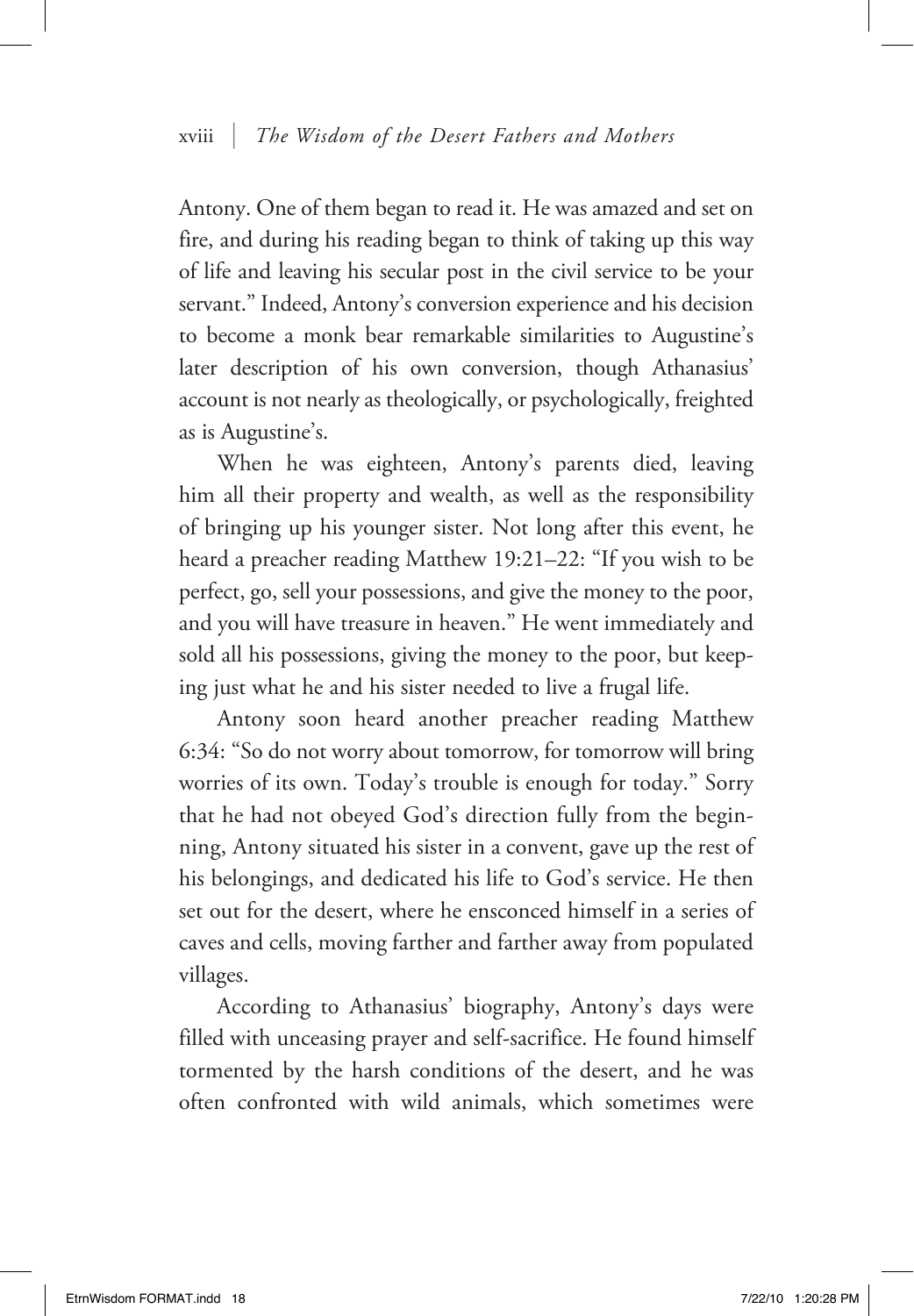Antony. One of them began to read it. He was amazed and set on fire, and during his reading began to think of taking up this way of life and leaving his secular post in the civil service to be your servant." Indeed, Antony's conversion experience and his decision to become a monk bear remarkable similarities to Augustine's later description of his own conversion, though Athanasius' account is not nearly as theologically, or psychologically, freighted as is Augustine's.

When he was eighteen, Antony's parents died, leaving him all their property and wealth, as well as the responsibility of bringing up his younger sister. Not long after this event, he heard a preacher reading Matthew 19:21–22: "If you wish to be perfect, go, sell your possessions, and give the money to the poor, and you will have treasure in heaven." He went immediately and sold all his possessions, giving the money to the poor, but keeping just what he and his sister needed to live a frugal life.

Antony soon heard another preacher reading Matthew 6:34: "So do not worry about tomorrow, for tomorrow will bring worries of its own. Today's trouble is enough for today." Sorry that he had not obeyed God's direction fully from the beginning, Antony situated his sister in a convent, gave up the rest of his belongings, and dedicated his life to God's service. He then set out for the desert, where he ensconced himself in a series of caves and cells, moving farther and farther away from populated villages.

According to Athanasius' biography, Antony's days were filled with unceasing prayer and self-sacrifice. He found himself tormented by the harsh conditions of the desert, and he was often confronted with wild animals, which sometimes were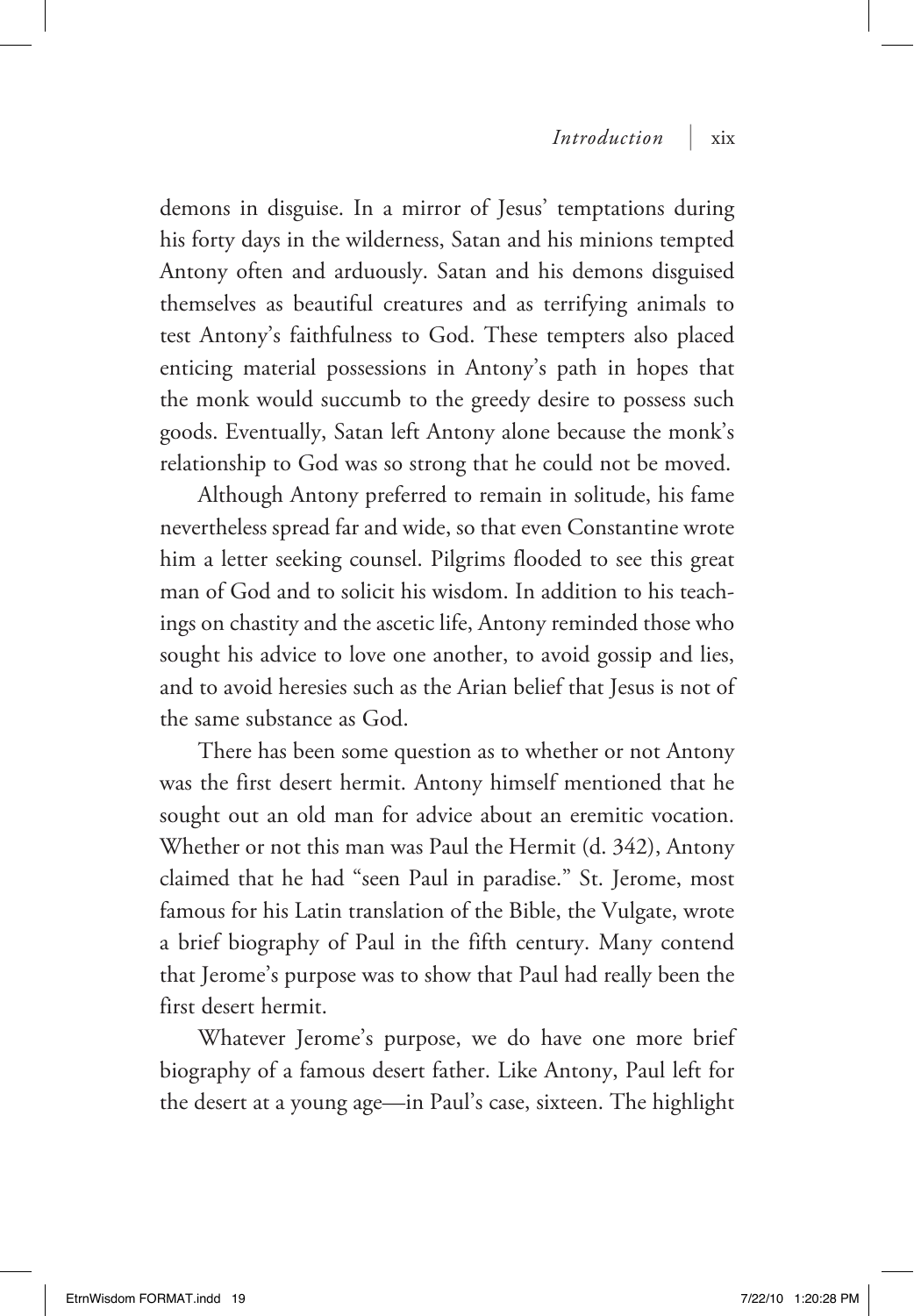demons in disguise. In a mirror of Jesus' temptations during his forty days in the wilderness, Satan and his minions tempted Antony often and arduously. Satan and his demons disguised themselves as beautiful creatures and as terrifying animals to test Antony's faithfulness to God. These tempters also placed enticing material possessions in Antony's path in hopes that the monk would succumb to the greedy desire to possess such goods. Eventually, Satan left Antony alone because the monk's relationship to God was so strong that he could not be moved.

Although Antony preferred to remain in solitude, his fame nevertheless spread far and wide, so that even Constantine wrote him a letter seeking counsel. Pilgrims flooded to see this great man of God and to solicit his wisdom. In addition to his teachings on chastity and the ascetic life, Antony reminded those who sought his advice to love one another, to avoid gossip and lies, and to avoid heresies such as the Arian belief that Jesus is not of the same substance as God.

There has been some question as to whether or not Antony was the first desert hermit. Antony himself mentioned that he sought out an old man for advice about an eremitic vocation. Whether or not this man was Paul the Hermit (d. 342), Antony claimed that he had "seen Paul in paradise." St. Jerome, most famous for his Latin translation of the Bible, the Vulgate, wrote a brief biography of Paul in the fifth century. Many contend that Jerome's purpose was to show that Paul had really been the first desert hermit.

Whatever Jerome's purpose, we do have one more brief biography of a famous desert father. Like Antony, Paul left for the desert at a young age—in Paul's case, sixteen. The highlight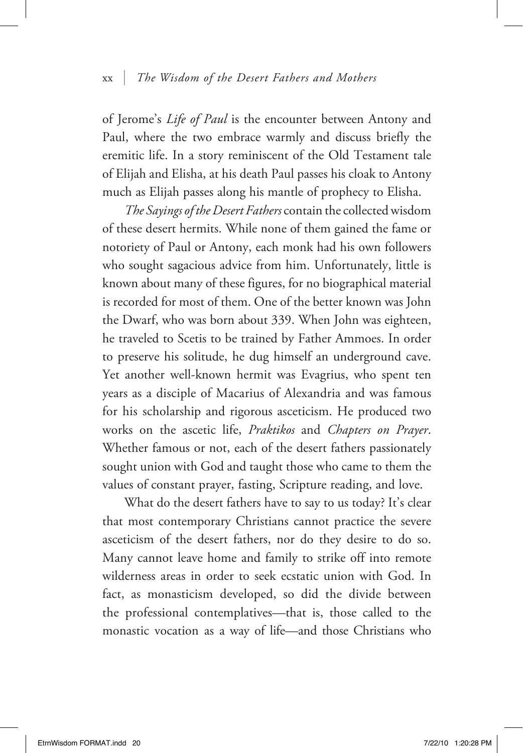of Jerome's *Life of Paul* is the encounter between Antony and Paul, where the two embrace warmly and discuss briefly the eremitic life. In a story reminiscent of the Old Testament tale of Elijah and Elisha, at his death Paul passes his cloak to Antony much as Elijah passes along his mantle of prophecy to Elisha.

*The Sayings of the Desert Fathers* contain the collected wisdom of these desert hermits. While none of them gained the fame or notoriety of Paul or Antony, each monk had his own followers who sought sagacious advice from him. Unfortunately, little is known about many of these figures, for no biographical material is recorded for most of them. One of the better known was John the Dwarf, who was born about 339. When John was eighteen, he traveled to Scetis to be trained by Father Ammoes. In order to preserve his solitude, he dug himself an underground cave. Yet another well-known hermit was Evagrius, who spent ten years as a disciple of Macarius of Alexandria and was famous for his scholarship and rigorous asceticism. He produced two works on the ascetic life, *Praktikos* and *Chapters on Prayer*. Whether famous or not, each of the desert fathers passionately sought union with God and taught those who came to them the values of constant prayer, fasting, Scripture reading, and love.

What do the desert fathers have to say to us today? It's clear that most contemporary Christians cannot practice the severe asceticism of the desert fathers, nor do they desire to do so. Many cannot leave home and family to strike off into remote wilderness areas in order to seek ecstatic union with God. In fact, as monasticism developed, so did the divide between the professional contemplatives—that is, those called to the monastic vocation as a way of life—and those Christians who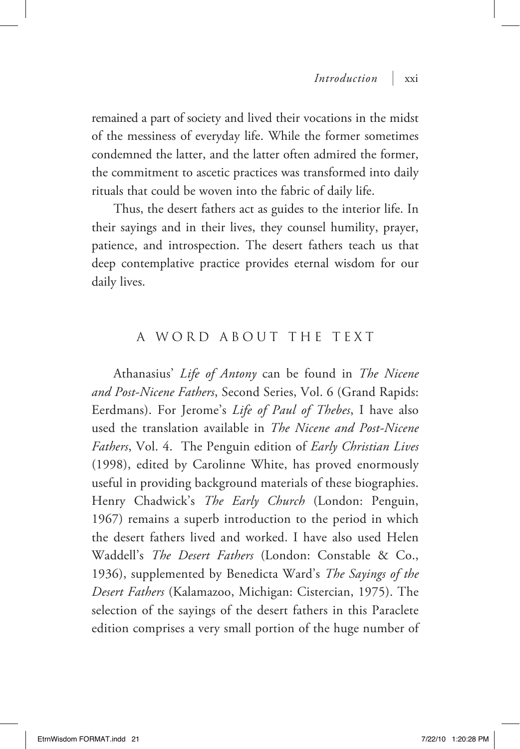remained a part of society and lived their vocations in the midst of the messiness of everyday life. While the former sometimes condemned the latter, and the latter often admired the former, the commitment to ascetic practices was transformed into daily rituals that could be woven into the fabric of daily life.

Thus, the desert fathers act as guides to the interior life. In their sayings and in their lives, they counsel humility, prayer, patience, and introspection. The desert fathers teach us that deep contemplative practice provides eternal wisdom for our daily lives.

## A WORD ABOUT THE TEXT

Athanasius' *Life of Antony* can be found in *The Nicene and Post-Nicene Fathers*, Second Series, Vol. 6 (Grand Rapids: Eerdmans). For Jerome's *Life of Paul of Thebes*, I have also used the translation available in *The Nicene and Post-Nicene Fathers*, Vol. 4. The Penguin edition of *Early Christian Lives* (1998), edited by Carolinne White, has proved enormously useful in providing background materials of these biographies. Henry Chadwick's *The Early Church* (London: Penguin, 1967) remains a superb introduction to the period in which the desert fathers lived and worked. I have also used Helen Waddell's *The Desert Fathers* (London: Constable & Co., 1936), supplemented by Benedicta Ward's *The Sayings of the Desert Fathers* (Kalamazoo, Michigan: Cistercian, 1975). The selection of the sayings of the desert fathers in this Paraclete edition comprises a very small portion of the huge number of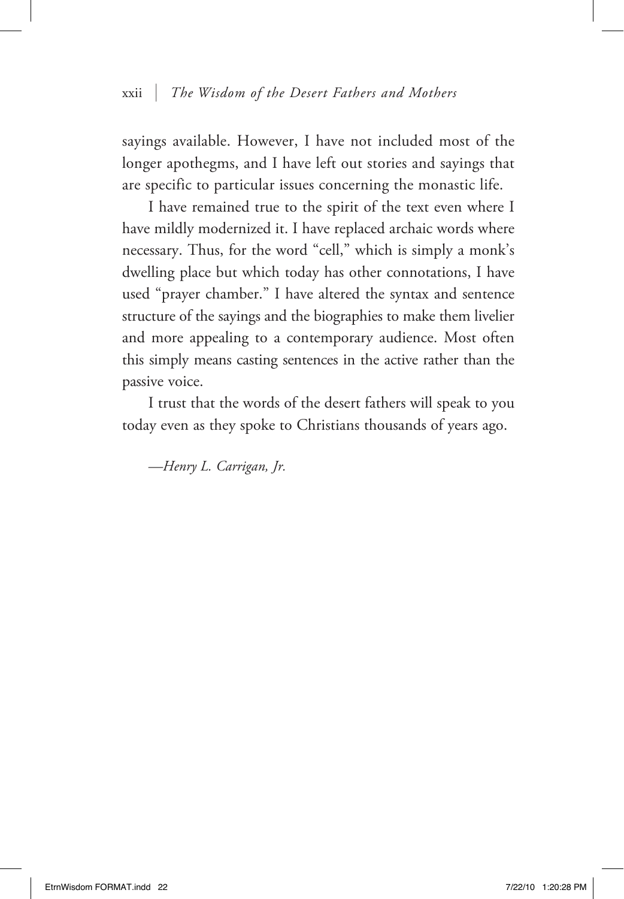sayings available. However, I have not included most of the longer apothegms, and I have left out stories and sayings that are specific to particular issues concerning the monastic life.

I have remained true to the spirit of the text even where I have mildly modernized it. I have replaced archaic words where necessary. Thus, for the word "cell," which is simply a monk's dwelling place but which today has other connotations, I have used "prayer chamber." I have altered the syntax and sentence structure of the sayings and the biographies to make them livelier and more appealing to a contemporary audience. Most often this simply means casting sentences in the active rather than the passive voice.

I trust that the words of the desert fathers will speak to you today even as they spoke to Christians thousands of years ago.

*—Henry L. Carrigan, Jr.*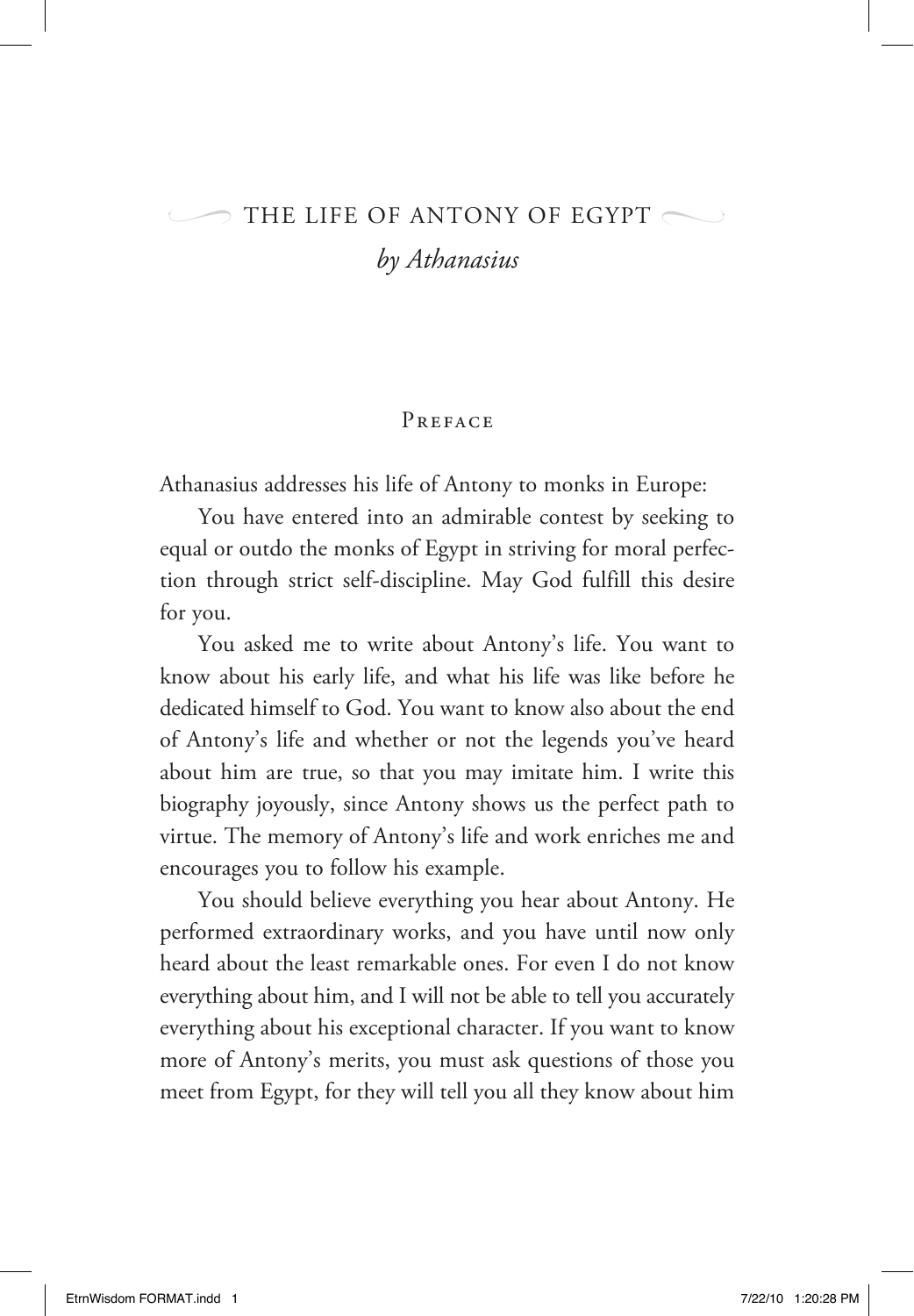# THE LIFE OF ANTONY OF EGYPT

*by Athanasius*

## Preface

Athanasius addresses his life of Antony to monks in Europe:

You have entered into an admirable contest by seeking to equal or outdo the monks of Egypt in striving for moral perfection through strict self-discipline. May God fulfill this desire for you.

You asked me to write about Antony's life. You want to know about his early life, and what his life was like before he dedicated himself to God. You want to know also about the end of Antony's life and whether or not the legends you've heard about him are true, so that you may imitate him. I write this biography joyously, since Antony shows us the perfect path to virtue. The memory of Antony's life and work enriches me and encourages you to follow his example.

You should believe everything you hear about Antony. He performed extraordinary works, and you have until now only heard about the least remarkable ones. For even I do not know everything about him, and I will not be able to tell you accurately everything about his exceptional character. If you want to know more of Antony's merits, you must ask questions of those you meet from Egypt, for they will tell you all they know about him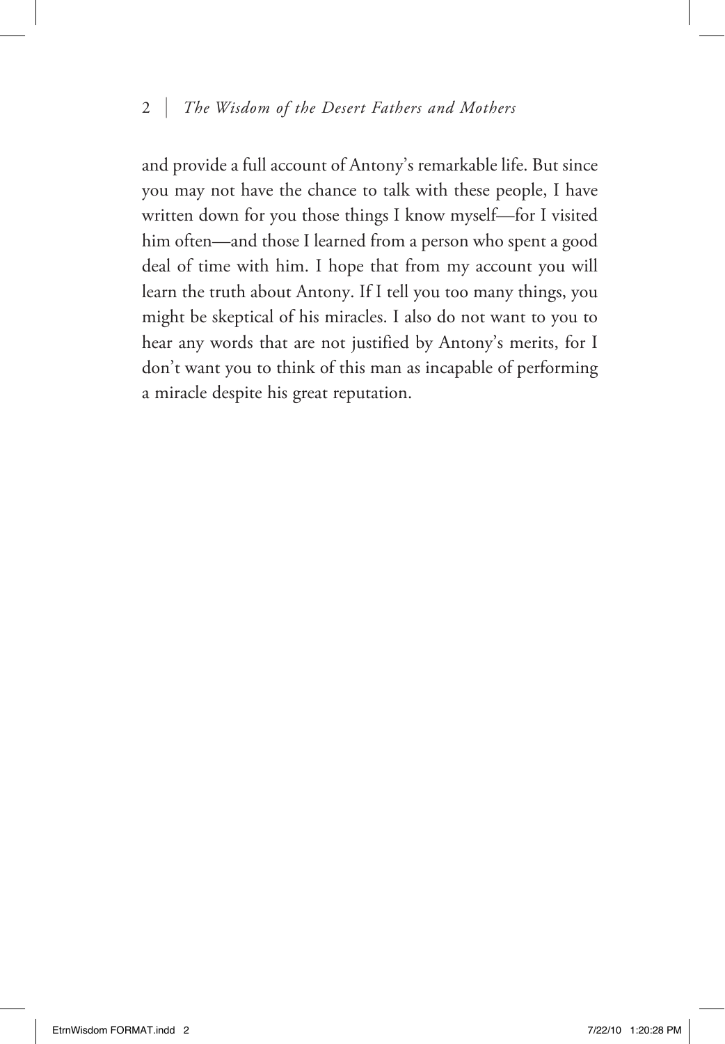and provide a full account of Antony's remarkable life. But since you may not have the chance to talk with these people, I have written down for you those things I know myself—for I visited him often—and those I learned from a person who spent a good deal of time with him. I hope that from my account you will learn the truth about Antony. If I tell you too many things, you might be skeptical of his miracles. I also do not want to you to hear any words that are not justified by Antony's merits, for I don't want you to think of this man as incapable of performing a miracle despite his great reputation.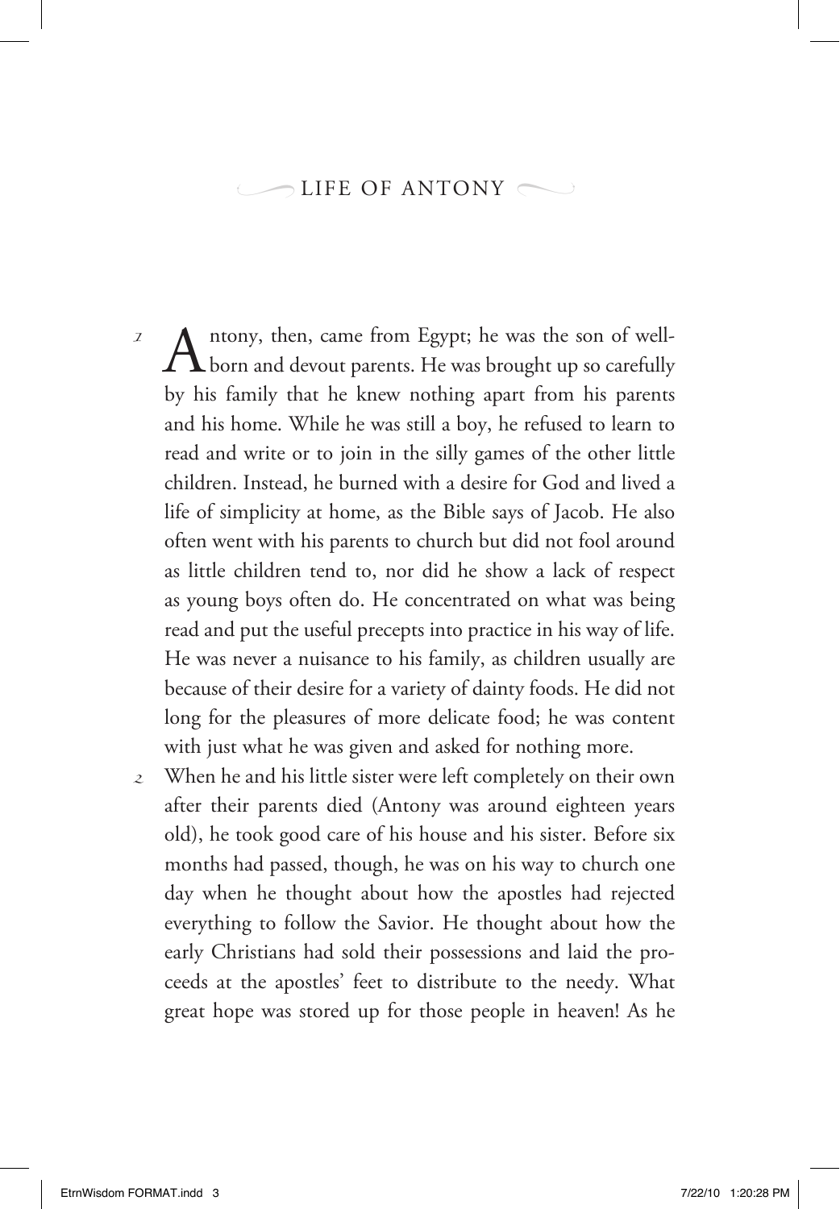# LIFE OF ANTONY

1 Antony, then, came from Egypt; he was the son of well-born and devout parents. He was brought up so carefully by his family that he knew nothing apart from his parents and his home. While he was still a boy, he refused to learn to read and write or to join in the silly games of the other little children. Instead, he burned with a desire for God and lived a life of simplicity at home, as the Bible says of Jacob. He also often went with his parents to church but did not fool around as little children tend to, nor did he show a lack of respect as young boys often do. He concentrated on what was being read and put the useful precepts into practice in his way of life. He was never a nuisance to his family, as children usually are because of their desire for a variety of dainty foods. He did not long for the pleasures of more delicate food; he was content with just what he was given and asked for nothing more.

2 When he and his little sister were left completely on their own after their parents died (Antony was around eighteen years old), he took good care of his house and his sister. Before six months had passed, though, he was on his way to church one day when he thought about how the apostles had rejected everything to follow the Savior. He thought about how the early Christians had sold their possessions and laid the proceeds at the apostles' feet to distribute to the needy. What great hope was stored up for those people in heaven! As he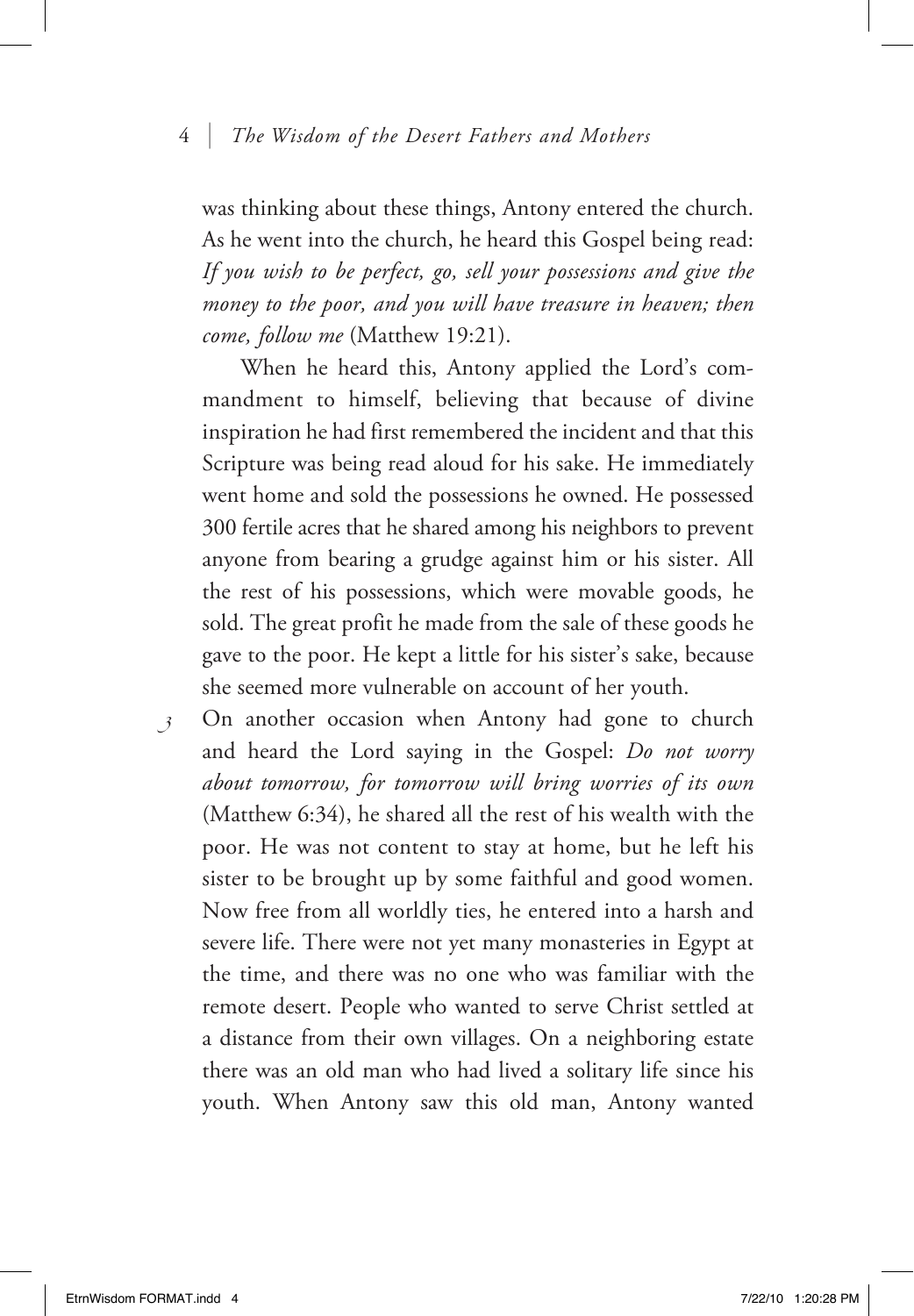was thinking about these things, Antony entered the church. As he went into the church, he heard this Gospel being read: *If you wish to be perfect, go, sell your possessions and give the money to the poor, and you will have treasure in heaven; then come, follow me* (Matthew 19:21).

When he heard this, Antony applied the Lord's commandment to himself, believing that because of divine inspiration he had first remembered the incident and that this Scripture was being read aloud for his sake. He immediately went home and sold the possessions he owned. He possessed 300 fertile acres that he shared among his neighbors to prevent anyone from bearing a grudge against him or his sister. All the rest of his possessions, which were movable goods, he sold. The great profit he made from the sale of these goods he gave to the poor. He kept a little for his sister's sake, because she seemed more vulnerable on account of her youth.

*3* On another occasion when Antony had gone to church and heard the Lord saying in the Gospel: *Do not worry about tomorrow, for tomorrow will bring worries of its own* (Matthew 6:34), he shared all the rest of his wealth with the poor. He was not content to stay at home, but he left his sister to be brought up by some faithful and good women. Now free from all worldly ties, he entered into a harsh and severe life. There were not yet many monasteries in Egypt at the time, and there was no one who was familiar with the remote desert. People who wanted to serve Christ settled at a distance from their own villages. On a neighboring estate there was an old man who had lived a solitary life since his youth. When Antony saw this old man, Antony wanted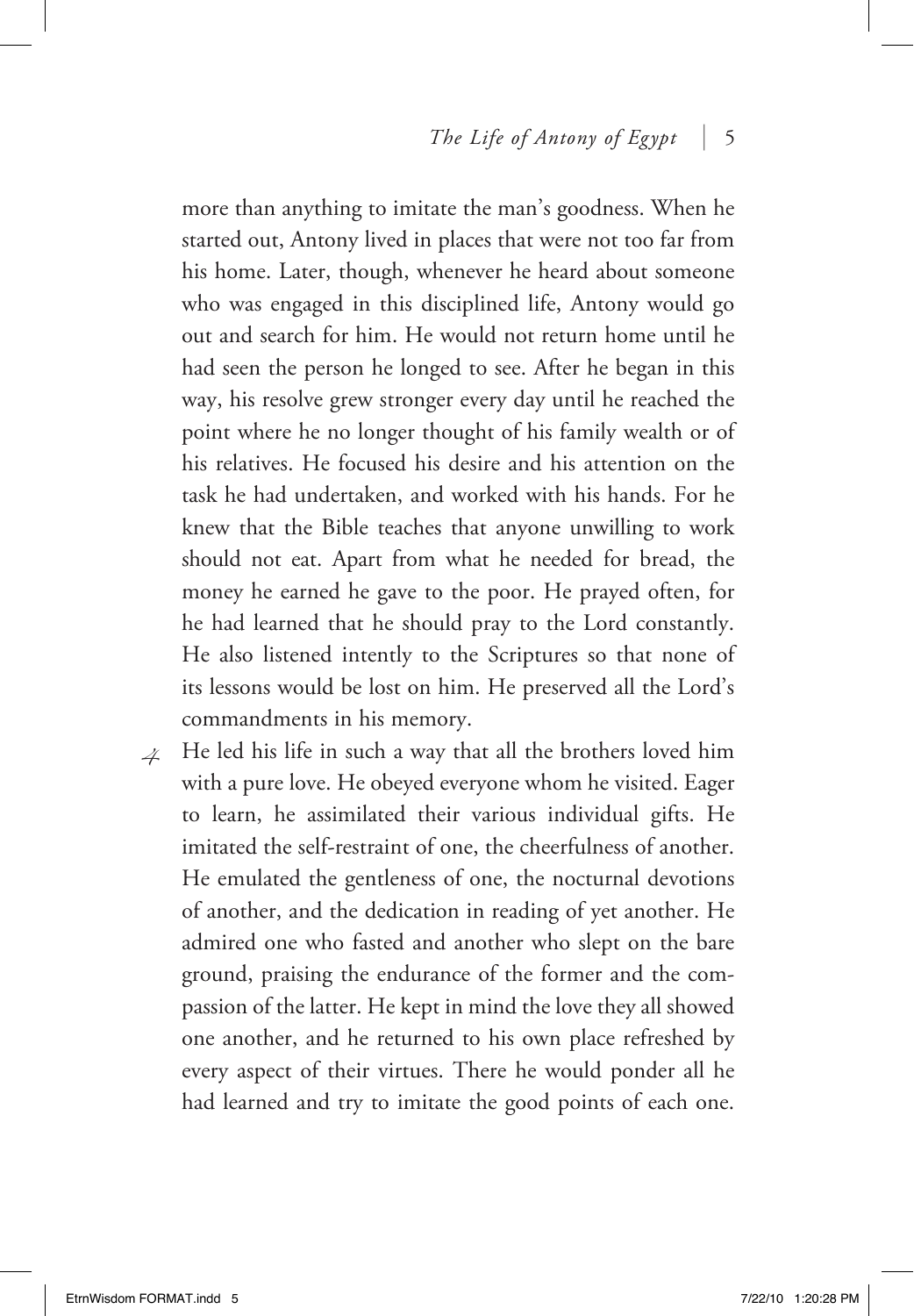more than anything to imitate the man's goodness. When he started out, Antony lived in places that were not too far from his home. Later, though, whenever he heard about someone who was engaged in this disciplined life, Antony would go out and search for him. He would not return home until he had seen the person he longed to see. After he began in this way, his resolve grew stronger every day until he reached the point where he no longer thought of his family wealth or of his relatives. He focused his desire and his attention on the task he had undertaken, and worked with his hands. For he knew that the Bible teaches that anyone unwilling to work should not eat. Apart from what he needed for bread, the money he earned he gave to the poor. He prayed often, for he had learned that he should pray to the Lord constantly. He also listened intently to the Scriptures so that none of its lessons would be lost on him. He preserved all the Lord's commandments in his memory.

4 He led his life in such a way that all the brothers loved him with a pure love. He obeyed everyone whom he visited. Eager to learn, he assimilated their various individual gifts. He imitated the self-restraint of one, the cheerfulness of another. He emulated the gentleness of one, the nocturnal devotions of another, and the dedication in reading of yet another. He admired one who fasted and another who slept on the bare ground, praising the endurance of the former and the compassion of the latter. He kept in mind the love they all showed one another, and he returned to his own place refreshed by every aspect of their virtues. There he would ponder all he had learned and try to imitate the good points of each one.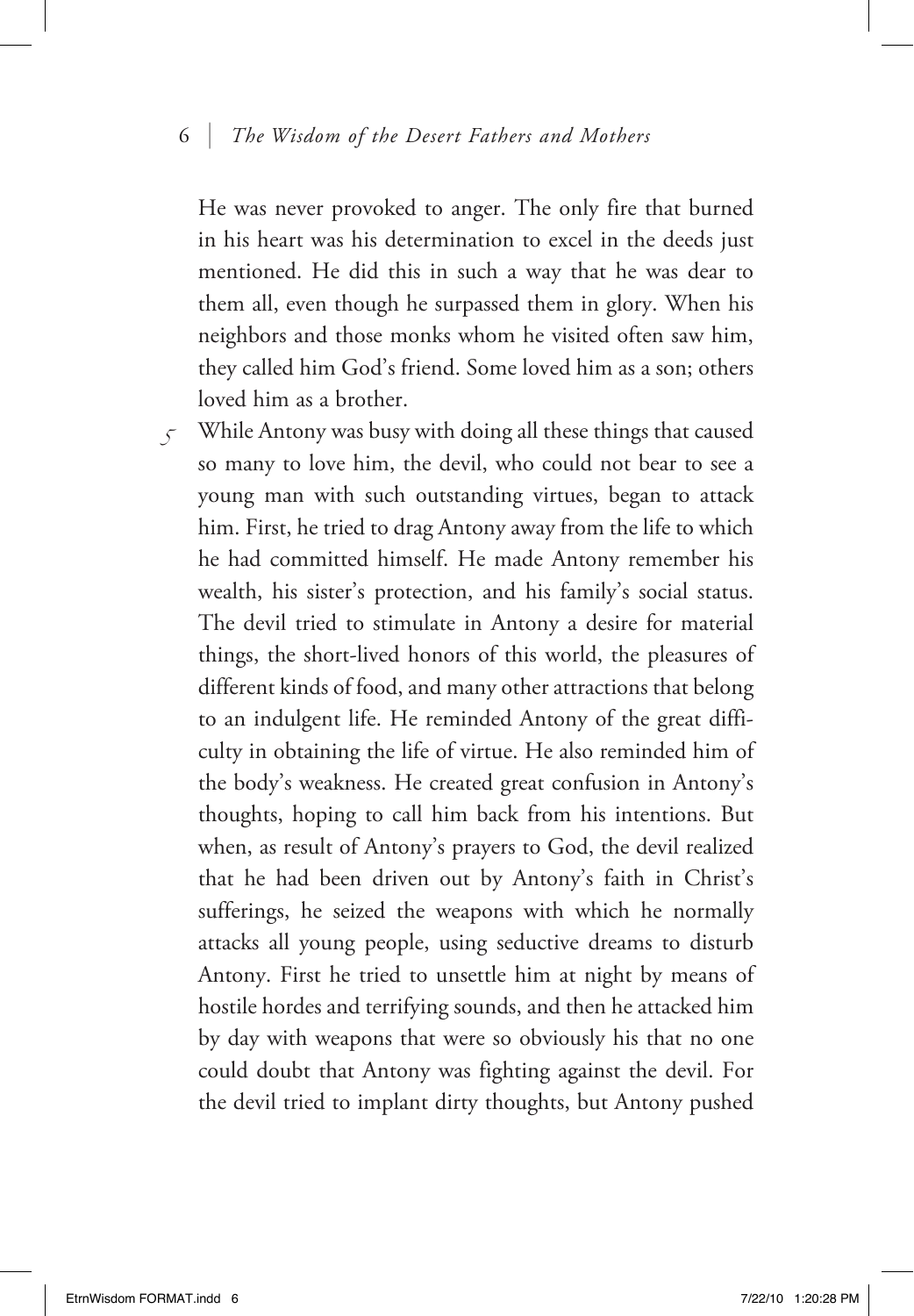He was never provoked to anger. The only fire that burned in his heart was his determination to excel in the deeds just mentioned. He did this in such a way that he was dear to them all, even though he surpassed them in glory. When his neighbors and those monks whom he visited often saw him, they called him God's friend. Some loved him as a son; others loved him as a brother.

5 While Antony was busy with doing all these things that caused so many to love him, the devil, who could not bear to see a young man with such outstanding virtues, began to attack him. First, he tried to drag Antony away from the life to which he had committed himself. He made Antony remember his wealth, his sister's protection, and his family's social status. The devil tried to stimulate in Antony a desire for material things, the short-lived honors of this world, the pleasures of different kinds of food, and many other attractions that belong to an indulgent life. He reminded Antony of the great difficulty in obtaining the life of virtue. He also reminded him of the body's weakness. He created great confusion in Antony's thoughts, hoping to call him back from his intentions. But when, as result of Antony's prayers to God, the devil realized that he had been driven out by Antony's faith in Christ's sufferings, he seized the weapons with which he normally attacks all young people, using seductive dreams to disturb Antony. First he tried to unsettle him at night by means of hostile hordes and terrifying sounds, and then he attacked him by day with weapons that were so obviously his that no one could doubt that Antony was fighting against the devil. For the devil tried to implant dirty thoughts, but Antony pushed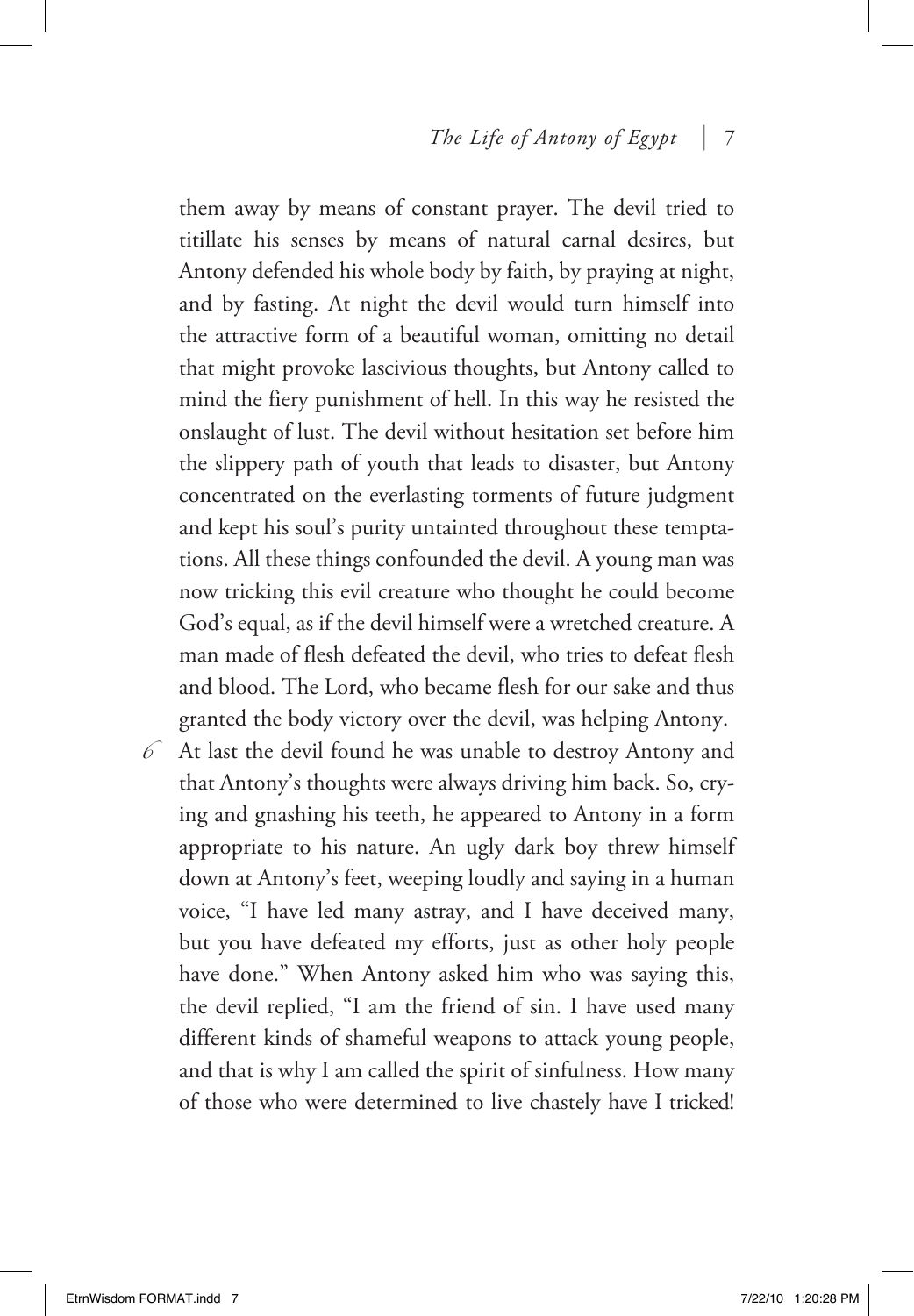them away by means of constant prayer. The devil tried to titillate his senses by means of natural carnal desires, but Antony defended his whole body by faith, by praying at night, and by fasting. At night the devil would turn himself into the attractive form of a beautiful woman, omitting no detail that might provoke lascivious thoughts, but Antony called to mind the fiery punishment of hell. In this way he resisted the onslaught of lust. The devil without hesitation set before him the slippery path of youth that leads to disaster, but Antony concentrated on the everlasting torments of future judgment and kept his soul's purity untainted throughout these temptations. All these things confounded the devil. A young man was now tricking this evil creature who thought he could become God's equal, as if the devil himself were a wretched creature. A man made of flesh defeated the devil, who tries to defeat flesh and blood. The Lord, who became flesh for our sake and thus granted the body victory over the devil, was helping Antony.

*6* At last the devil found he was unable to destroy Antony and that Antony's thoughts were always driving him back. So, crying and gnashing his teeth, he appeared to Antony in a form appropriate to his nature. An ugly dark boy threw himself down at Antony's feet, weeping loudly and saying in a human voice, "I have led many astray, and I have deceived many, but you have defeated my efforts, just as other holy people have done." When Antony asked him who was saying this, the devil replied, "I am the friend of sin. I have used many different kinds of shameful weapons to attack young people, and that is why I am called the spirit of sinfulness. How many of those who were determined to live chastely have I tricked!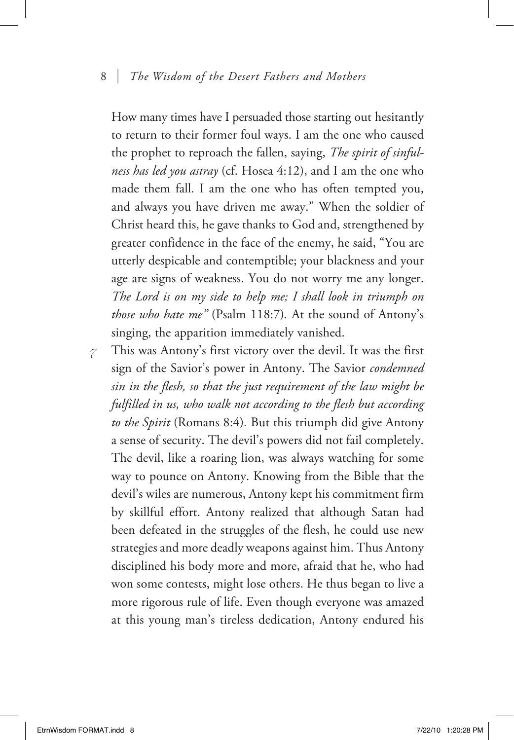How many times have I persuaded those starting out hesitantly to return to their former foul ways. I am the one who caused the prophet to reproach the fallen, saying, *The spirit of sinfulness has led you astray* (cf. Hosea 4:12), and I am the one who made them fall. I am the one who has often tempted you, and always you have driven me away." When the soldier of Christ heard this, he gave thanks to God and, strengthened by greater confidence in the face of the enemy, he said, "You are utterly despicable and contemptible; your blackness and your age are signs of weakness. You do not worry me any longer. *The Lord is on my side to help me; I shall look in triumph on those who hate me"* (Psalm 118:7). At the sound of Antony's singing, the apparition immediately vanished.

7 This was Antony's first victory over the devil. It was the first sign of the Savior's power in Antony. The Savior *condemned sin in the flesh, so that the just requirement of the law might be fulfilled in us, who walk not according to the flesh but according to the Spirit* (Romans 8:4). But this triumph did give Antony a sense of security. The devil's powers did not fail completely. The devil, like a roaring lion, was always watching for some way to pounce on Antony. Knowing from the Bible that the devil's wiles are numerous, Antony kept his commitment firm by skillful effort. Antony realized that although Satan had been defeated in the struggles of the flesh, he could use new strategies and more deadly weapons against him. Thus Antony disciplined his body more and more, afraid that he, who had won some contests, might lose others. He thus began to live a more rigorous rule of life. Even though everyone was amazed at this young man's tireless dedication, Antony endured his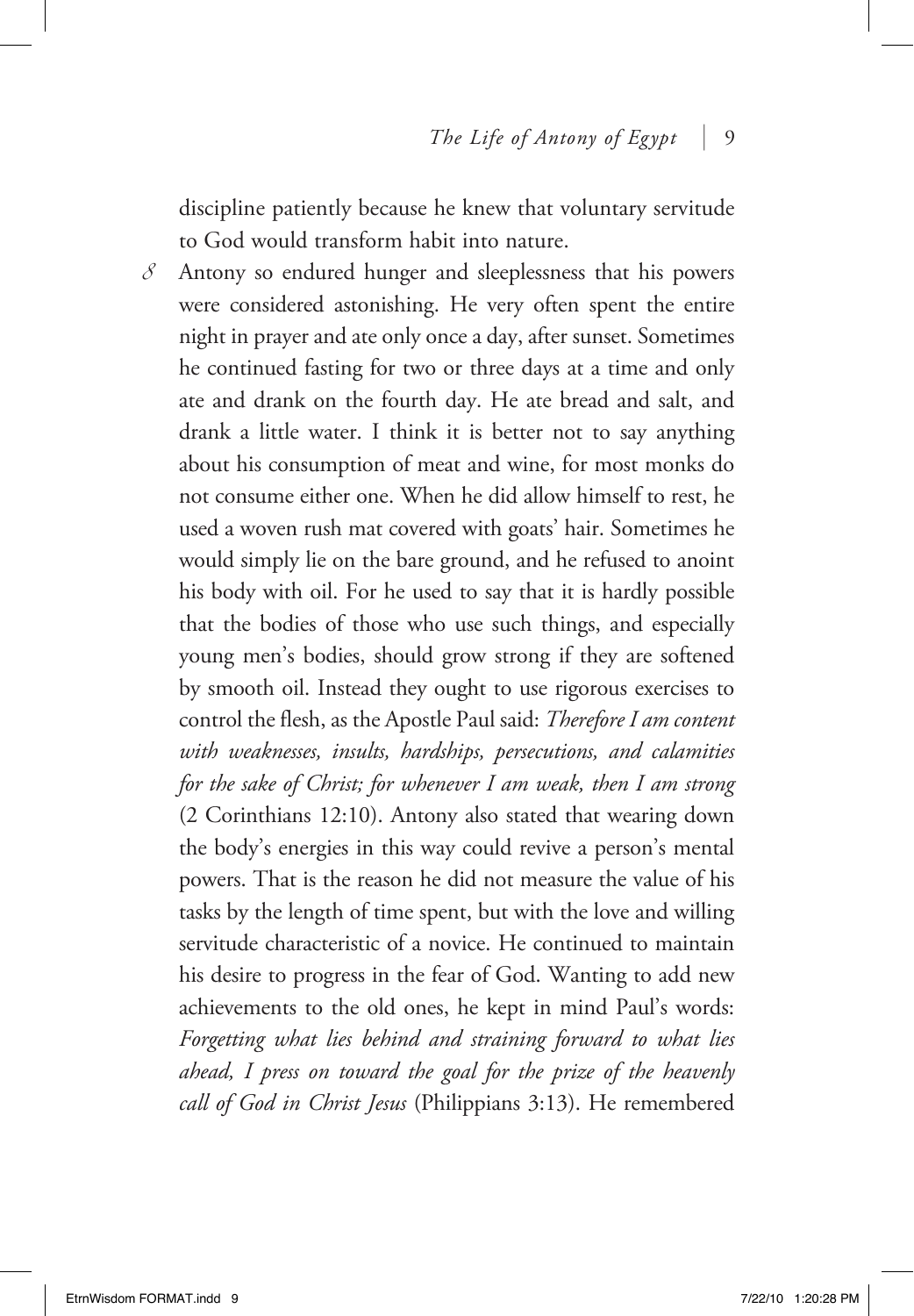discipline patiently because he knew that voluntary servitude to God would transform habit into nature.

*8* Antony so endured hunger and sleeplessness that his powers were considered astonishing. He very often spent the entire night in prayer and ate only once a day, after sunset. Sometimes he continued fasting for two or three days at a time and only ate and drank on the fourth day. He ate bread and salt, and drank a little water. I think it is better not to say anything about his consumption of meat and wine, for most monks do not consume either one. When he did allow himself to rest, he used a woven rush mat covered with goats' hair. Sometimes he would simply lie on the bare ground, and he refused to anoint his body with oil. For he used to say that it is hardly possible that the bodies of those who use such things, and especially young men's bodies, should grow strong if they are softened by smooth oil. Instead they ought to use rigorous exercises to control the flesh, as the Apostle Paul said: *Therefore I am content with weaknesses, insults, hardships, persecutions, and calamities for the sake of Christ; for whenever I am weak, then I am strong* (2 Corinthians 12:10). Antony also stated that wearing down the body's energies in this way could revive a person's mental powers. That is the reason he did not measure the value of his tasks by the length of time spent, but with the love and willing servitude characteristic of a novice. He continued to maintain his desire to progress in the fear of God. Wanting to add new achievements to the old ones, he kept in mind Paul's words: *Forgetting what lies behind and straining forward to what lies ahead, I press on toward the goal for the prize of the heavenly call of God in Christ Jesus* (Philippians 3:13). He remembered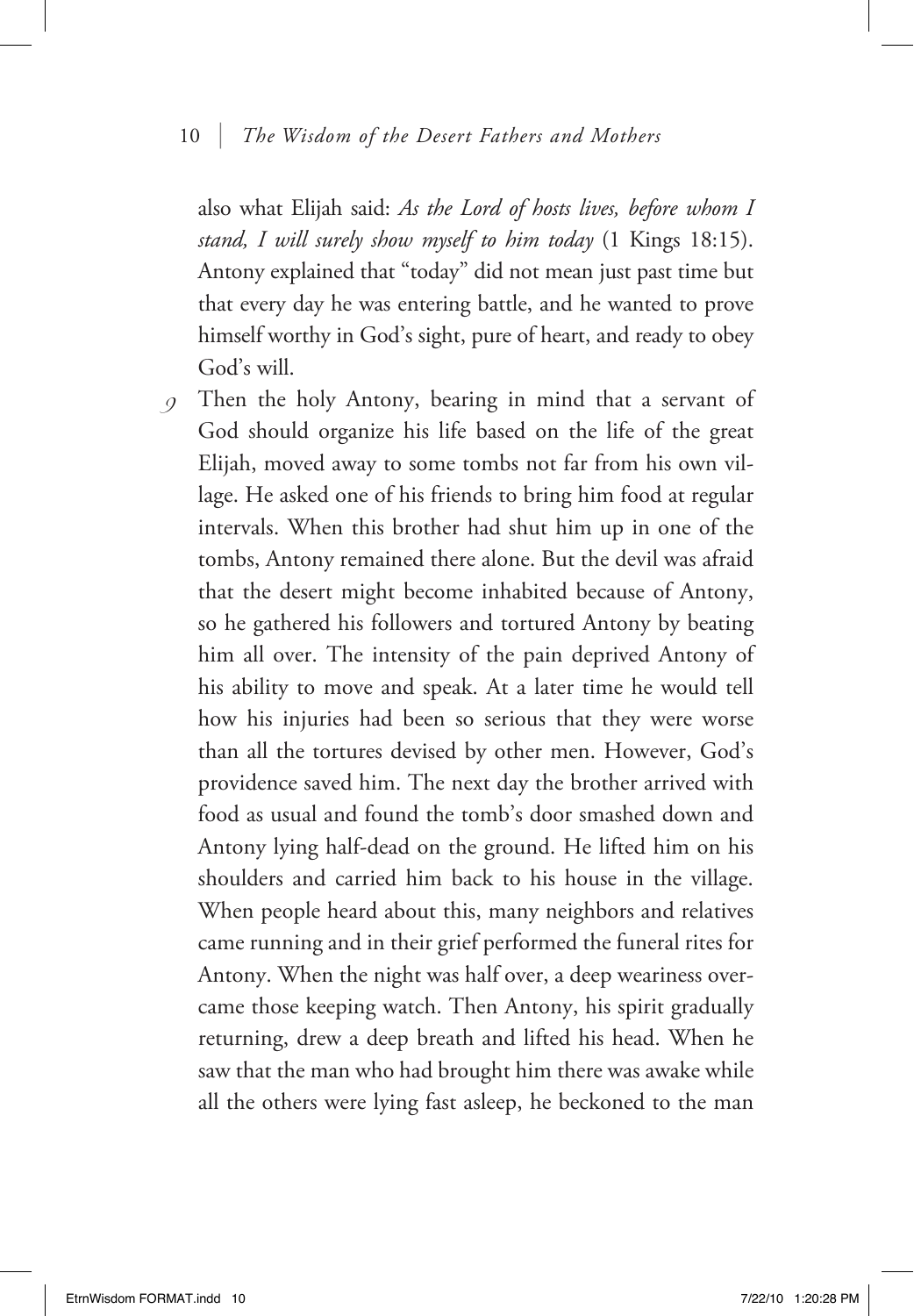also what Elijah said: *As the Lord of hosts lives, before whom I stand, I will surely show myself to him today* (1 Kings 18:15). Antony explained that "today" did not mean just past time but that every day he was entering battle, and he wanted to prove himself worthy in God's sight, pure of heart, and ready to obey God's will.

9 Then the holy Antony, bearing in mind that a servant of God should organize his life based on the life of the great Elijah, moved away to some tombs not far from his own village. He asked one of his friends to bring him food at regular intervals. When this brother had shut him up in one of the tombs, Antony remained there alone. But the devil was afraid that the desert might become inhabited because of Antony, so he gathered his followers and tortured Antony by beating him all over. The intensity of the pain deprived Antony of his ability to move and speak. At a later time he would tell how his injuries had been so serious that they were worse than all the tortures devised by other men. However, God's providence saved him. The next day the brother arrived with food as usual and found the tomb's door smashed down and Antony lying half-dead on the ground. He lifted him on his shoulders and carried him back to his house in the village. When people heard about this, many neighbors and relatives came running and in their grief performed the funeral rites for Antony. When the night was half over, a deep weariness overcame those keeping watch. Then Antony, his spirit gradually returning, drew a deep breath and lifted his head. When he saw that the man who had brought him there was awake while all the others were lying fast asleep, he beckoned to the man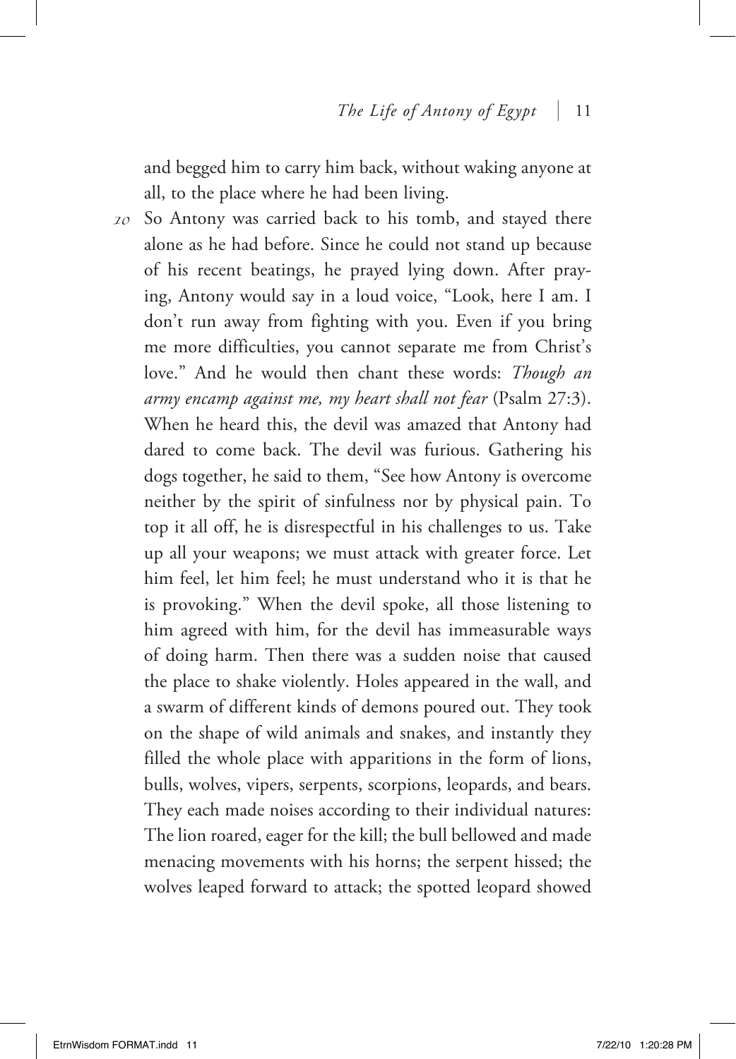and begged him to carry him back, without waking anyone at all, to the place where he had been living.

10 So Antony was carried back to his tomb, and stayed there alone as he had before. Since he could not stand up because of his recent beatings, he prayed lying down. After praying, Antony would say in a loud voice, "Look, here I am. I don't run away from fighting with you. Even if you bring me more difficulties, you cannot separate me from Christ's love." And he would then chant these words: *Though an army encamp against me, my heart shall not fear* (Psalm 27:3). When he heard this, the devil was amazed that Antony had dared to come back. The devil was furious. Gathering his dogs together, he said to them, "See how Antony is overcome neither by the spirit of sinfulness nor by physical pain. To top it all off, he is disrespectful in his challenges to us. Take up all your weapons; we must attack with greater force. Let him feel, let him feel; he must understand who it is that he is provoking." When the devil spoke, all those listening to him agreed with him, for the devil has immeasurable ways of doing harm. Then there was a sudden noise that caused the place to shake violently. Holes appeared in the wall, and a swarm of different kinds of demons poured out. They took on the shape of wild animals and snakes, and instantly they filled the whole place with apparitions in the form of lions, bulls, wolves, vipers, serpents, scorpions, leopards, and bears. They each made noises according to their individual natures: The lion roared, eager for the kill; the bull bellowed and made menacing movements with his horns; the serpent hissed; the wolves leaped forward to attack; the spotted leopard showed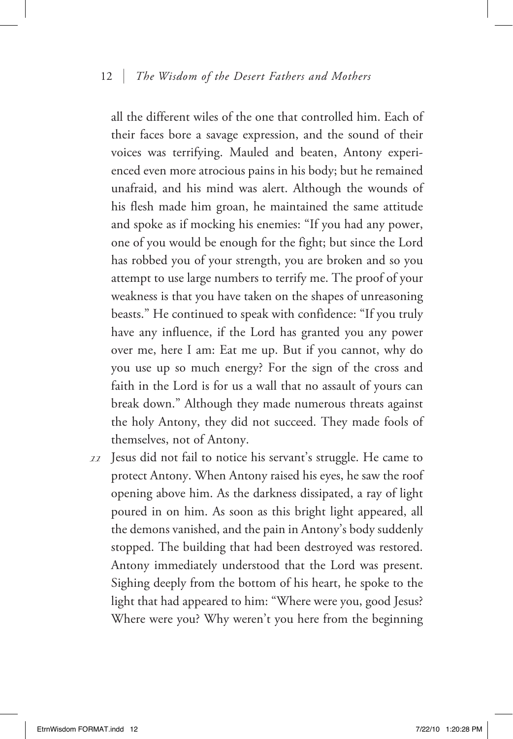all the different wiles of the one that controlled him. Each of their faces bore a savage expression, and the sound of their voices was terrifying. Mauled and beaten, Antony experienced even more atrocious pains in his body; but he remained unafraid, and his mind was alert. Although the wounds of his flesh made him groan, he maintained the same attitude and spoke as if mocking his enemies: "If you had any power, one of you would be enough for the fight; but since the Lord has robbed you of your strength, you are broken and so you attempt to use large numbers to terrify me. The proof of your weakness is that you have taken on the shapes of unreasoning beasts." He continued to speak with confidence: "If you truly have any influence, if the Lord has granted you any power over me, here I am: Eat me up. But if you cannot, why do you use up so much energy? For the sign of the cross and faith in the Lord is for us a wall that no assault of yours can break down." Although they made numerous threats against the holy Antony, they did not succeed. They made fools of themselves, not of Antony.

*11* Jesus did not fail to notice his servant's struggle. He came to protect Antony. When Antony raised his eyes, he saw the roof opening above him. As the darkness dissipated, a ray of light poured in on him. As soon as this bright light appeared, all the demons vanished, and the pain in Antony's body suddenly stopped. The building that had been destroyed was restored. Antony immediately understood that the Lord was present. Sighing deeply from the bottom of his heart, he spoke to the light that had appeared to him: "Where were you, good Jesus? Where were you? Why weren't you here from the beginning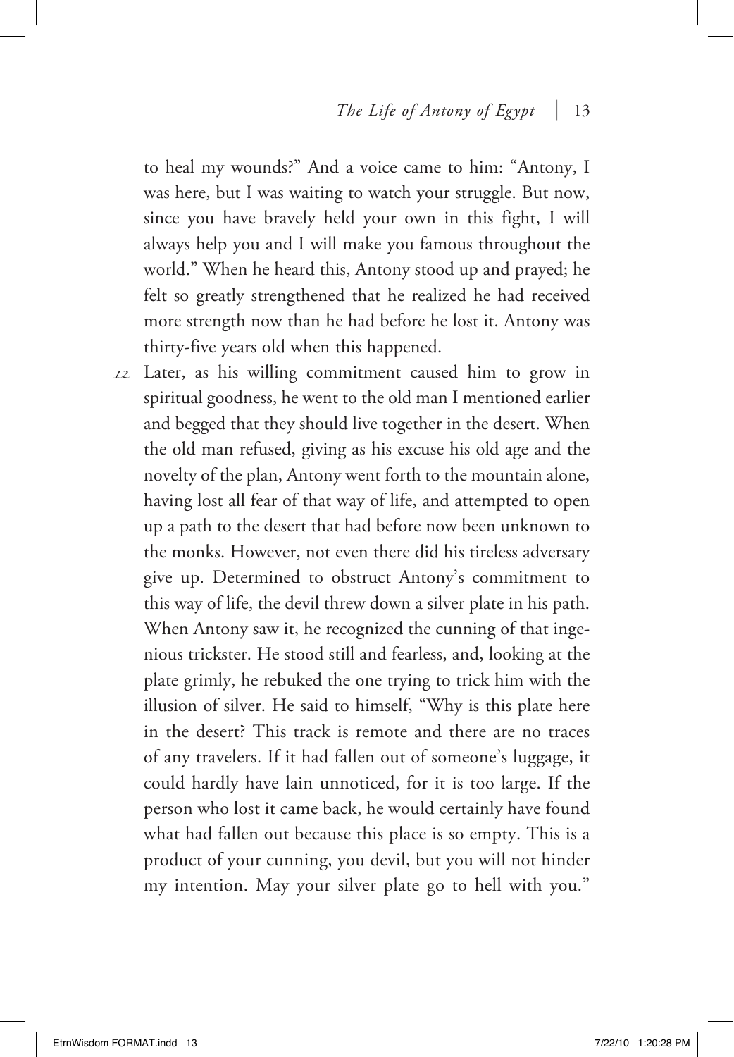to heal my wounds?" And a voice came to him: "Antony, I was here, but I was waiting to watch your struggle. But now, since you have bravely held your own in this fight, I will always help you and I will make you famous throughout the world." When he heard this, Antony stood up and prayed; he felt so greatly strengthened that he realized he had received more strength now than he had before he lost it. Antony was thirty-five years old when this happened.

12 Later, as his willing commitment caused him to grow in spiritual goodness, he went to the old man I mentioned earlier and begged that they should live together in the desert. When the old man refused, giving as his excuse his old age and the novelty of the plan, Antony went forth to the mountain alone, having lost all fear of that way of life, and attempted to open up a path to the desert that had before now been unknown to the monks. However, not even there did his tireless adversary give up. Determined to obstruct Antony's commitment to this way of life, the devil threw down a silver plate in his path. When Antony saw it, he recognized the cunning of that ingenious trickster. He stood still and fearless, and, looking at the plate grimly, he rebuked the one trying to trick him with the illusion of silver. He said to himself, "Why is this plate here in the desert? This track is remote and there are no traces of any travelers. If it had fallen out of someone's luggage, it could hardly have lain unnoticed, for it is too large. If the person who lost it came back, he would certainly have found what had fallen out because this place is so empty. This is a product of your cunning, you devil, but you will not hinder my intention. May your silver plate go to hell with you."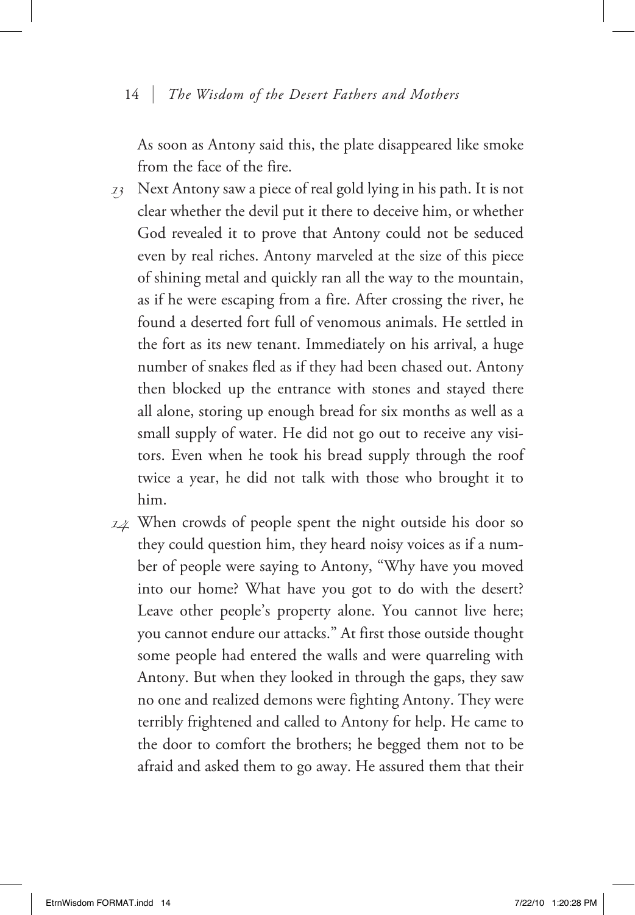As soon as Antony said this, the plate disappeared like smoke from the face of the fire.

13 Next Antony saw a piece of real gold lying in his path. It is not clear whether the devil put it there to deceive him, or whether God revealed it to prove that Antony could not be seduced even by real riches. Antony marveled at the size of this piece of shining metal and quickly ran all the way to the mountain, as if he were escaping from a fire. After crossing the river, he found a deserted fort full of venomous animals. He settled in the fort as its new tenant. Immediately on his arrival, a huge number of snakes fled as if they had been chased out. Antony then blocked up the entrance with stones and stayed there all alone, storing up enough bread for six months as well as a small supply of water. He did not go out to receive any visitors. Even when he took his bread supply through the roof twice a year, he did not talk with those who brought it to him.

14 When crowds of people spent the night outside his door so they could question him, they heard noisy voices as if a number of people were saying to Antony, "Why have you moved into our home? What have you got to do with the desert? Leave other people's property alone. You cannot live here; you cannot endure our attacks." At first those outside thought some people had entered the walls and were quarreling with Antony. But when they looked in through the gaps, they saw no one and realized demons were fighting Antony. They were terribly frightened and called to Antony for help. He came to the door to comfort the brothers; he begged them not to be afraid and asked them to go away. He assured them that their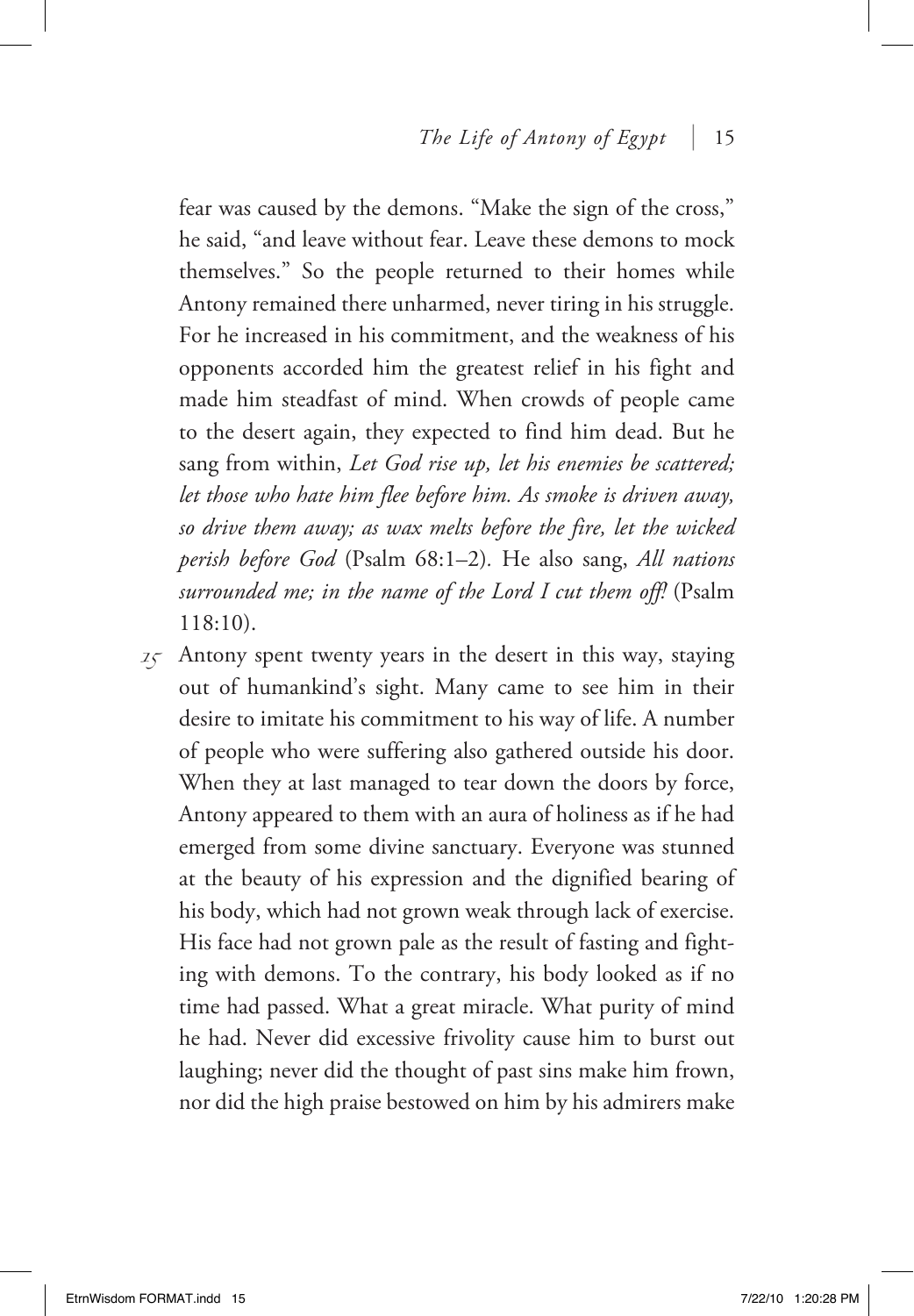fear was caused by the demons. "Make the sign of the cross," he said, "and leave without fear. Leave these demons to mock themselves." So the people returned to their homes while Antony remained there unharmed, never tiring in his struggle. For he increased in his commitment, and the weakness of his opponents accorded him the greatest relief in his fight and made him steadfast of mind. When crowds of people came to the desert again, they expected to find him dead. But he sang from within, *Let God rise up, let his enemies be scattered; let those who hate him flee before him. As smoke is driven away, so drive them away; as wax melts before the fire, let the wicked perish before God* (Psalm 68:1–2). He also sang, *All nations surrounded me; in the name of the Lord I cut them off!* (Psalm 118:10).

*15* Antony spent twenty years in the desert in this way, staying out of humankind's sight. Many came to see him in their desire to imitate his commitment to his way of life. A number of people who were suffering also gathered outside his door. When they at last managed to tear down the doors by force, Antony appeared to them with an aura of holiness as if he had emerged from some divine sanctuary. Everyone was stunned at the beauty of his expression and the dignified bearing of his body, which had not grown weak through lack of exercise. His face had not grown pale as the result of fasting and fighting with demons. To the contrary, his body looked as if no time had passed. What a great miracle. What purity of mind he had. Never did excessive frivolity cause him to burst out laughing; never did the thought of past sins make him frown, nor did the high praise bestowed on him by his admirers make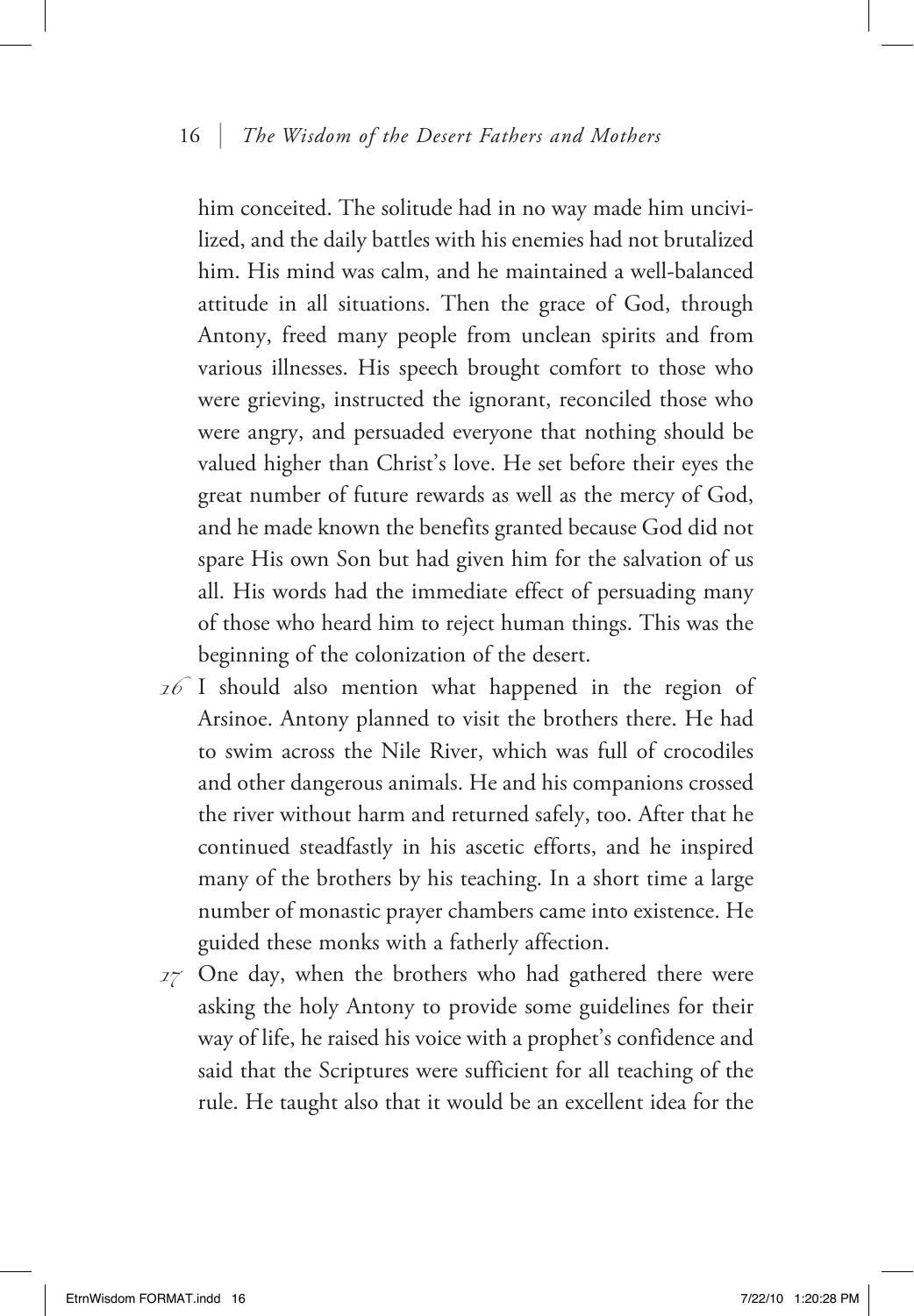him conceited. The solitude had in no way made him uncivilized, and the daily battles with his enemies had not brutalized him. His mind was calm, and he maintained a well-balanced attitude in all situations. Then the grace of God, through Antony, freed many people from unclean spirits and from various illnesses. His speech brought comfort to those who were grieving, instructed the ignorant, reconciled those who were angry, and persuaded everyone that nothing should be valued higher than Christ's love. He set before their eyes the great number of future rewards as well as the mercy of God, and he made known the benefits granted because God did not spare His own Son but had given him for the salvation of us all. His words had the immediate effect of persuading many of those who heard him to reject human things. This was the beginning of the colonization of the desert.

*16* I should also mention what happened in the region of Arsinoe. Antony planned to visit the brothers there. He had to swim across the Nile River, which was full of crocodiles and other dangerous animals. He and his companions crossed the river without harm and returned safely, too. After that he continued steadfastly in his ascetic efforts, and he inspired many of the brothers by his teaching. In a short time a large number of monastic prayer chambers came into existence. He guided these monks with a fatherly affection.

*17* One day, when the brothers who had gathered there were asking the holy Antony to provide some guidelines for their way of life, he raised his voice with a prophet's confidence and said that the Scriptures were sufficient for all teaching of the rule. He taught also that it would be an excellent idea for the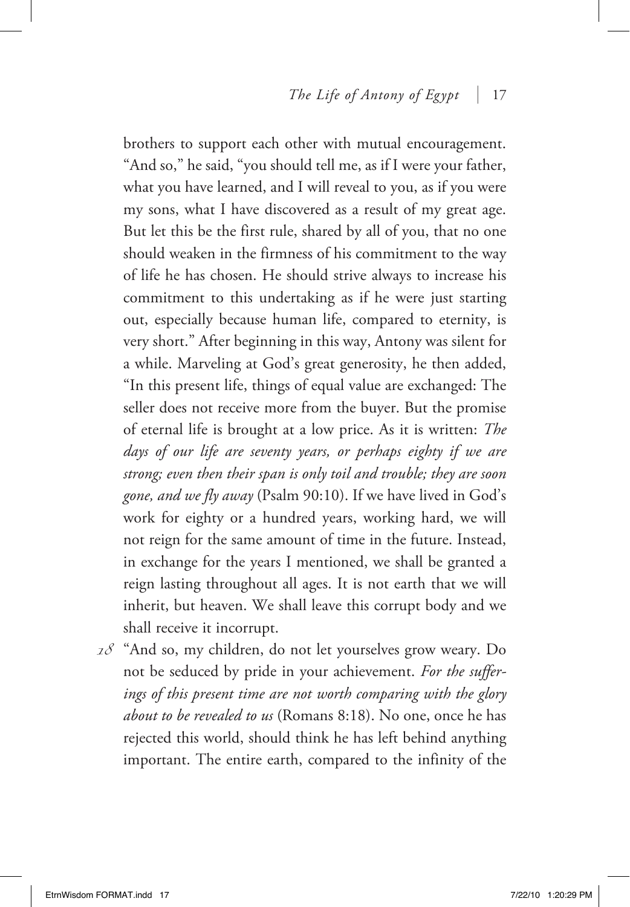brothers to support each other with mutual encouragement. "And so," he said, "you should tell me, as if I were your father, what you have learned, and I will reveal to you, as if you were my sons, what I have discovered as a result of my great age. But let this be the first rule, shared by all of you, that no one should weaken in the firmness of his commitment to the way of life he has chosen. He should strive always to increase his commitment to this undertaking as if he were just starting out, especially because human life, compared to eternity, is very short." After beginning in this way, Antony was silent for a while. Marveling at God's great generosity, he then added, "In this present life, things of equal value are exchanged: The seller does not receive more from the buyer. But the promise of eternal life is brought at a low price. As it is written: *The days of our life are seventy years, or perhaps eighty if we are strong; even then their span is only toil and trouble; they are soon gone, and we fly away* (Psalm 90:10). If we have lived in God's work for eighty or a hundred years, working hard, we will not reign for the same amount of time in the future. Instead, in exchange for the years I mentioned, we shall be granted a reign lasting throughout all ages. It is not earth that we will inherit, but heaven. We shall leave this corrupt body and we shall receive it incorrupt.

*18* "And so, my children, do not let yourselves grow weary. Do not be seduced by pride in your achievement. *For the sufferings of this present time are not worth comparing with the glory about to be revealed to us* (Romans 8:18). No one, once he has rejected this world, should think he has left behind anything important. The entire earth, compared to the infinity of the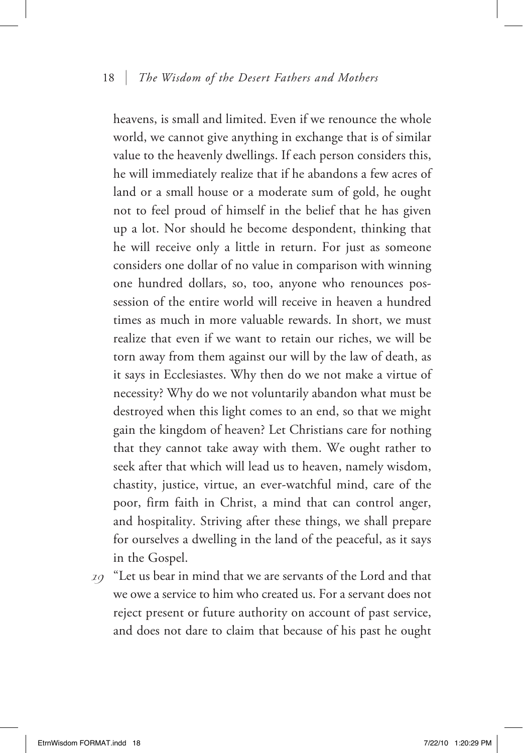heavens, is small and limited. Even if we renounce the whole world, we cannot give anything in exchange that is of similar value to the heavenly dwellings. If each person considers this, he will immediately realize that if he abandons a few acres of land or a small house or a moderate sum of gold, he ought not to feel proud of himself in the belief that he has given up a lot. Nor should he become despondent, thinking that he will receive only a little in return. For just as someone considers one dollar of no value in comparison with winning one hundred dollars, so, too, anyone who renounces possession of the entire world will receive in heaven a hundred times as much in more valuable rewards. In short, we must realize that even if we want to retain our riches, we will be torn away from them against our will by the law of death, as it says in Ecclesiastes. Why then do we not make a virtue of necessity? Why do we not voluntarily abandon what must be destroyed when this light comes to an end, so that we might gain the kingdom of heaven? Let Christians care for nothing that they cannot take away with them. We ought rather to seek after that which will lead us to heaven, namely wisdom, chastity, justice, virtue, an ever-watchful mind, care of the poor, firm faith in Christ, a mind that can control anger, and hospitality. Striving after these things, we shall prepare for ourselves a dwelling in the land of the peaceful, as it says in the Gospel.

*19* "Let us bear in mind that we are servants of the Lord and that we owe a service to him who created us. For a servant does not reject present or future authority on account of past service, and does not dare to claim that because of his past he ought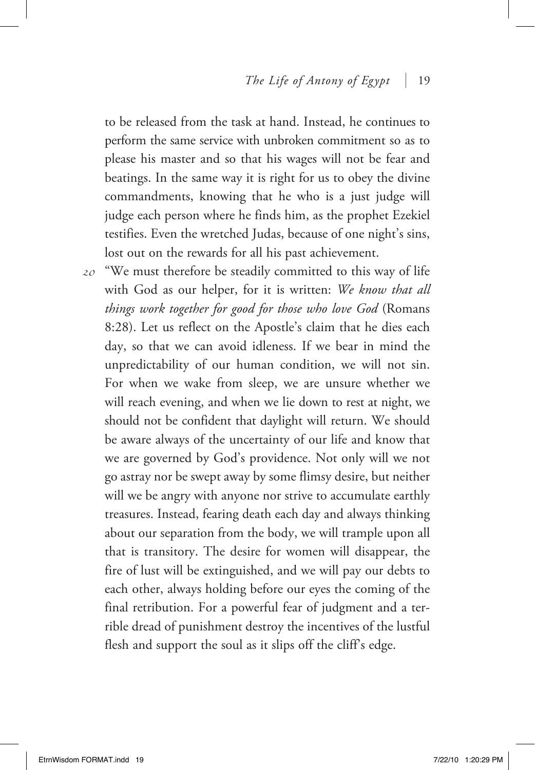to be released from the task at hand. Instead, he continues to perform the same service with unbroken commitment so as to please his master and so that his wages will not be fear and beatings. In the same way it is right for us to obey the divine commandments, knowing that he who is a just judge will judge each person where he finds him, as the prophet Ezekiel testifies. Even the wretched Judas, because of one night's sins, lost out on the rewards for all his past achievement.

*20* "We must therefore be steadily committed to this way of life with God as our helper, for it is written: *We know that all things work together for good for those who love God* (Romans 8:28). Let us reflect on the Apostle's claim that he dies each day, so that we can avoid idleness. If we bear in mind the unpredictability of our human condition, we will not sin. For when we wake from sleep, we are unsure whether we will reach evening, and when we lie down to rest at night, we should not be confident that daylight will return. We should be aware always of the uncertainty of our life and know that we are governed by God's providence. Not only will we not go astray nor be swept away by some flimsy desire, but neither will we be angry with anyone nor strive to accumulate earthly treasures. Instead, fearing death each day and always thinking about our separation from the body, we will trample upon all that is transitory. The desire for women will disappear, the fire of lust will be extinguished, and we will pay our debts to each other, always holding before our eyes the coming of the final retribution. For a powerful fear of judgment and a terrible dread of punishment destroy the incentives of the lustful flesh and support the soul as it slips off the cliff's edge.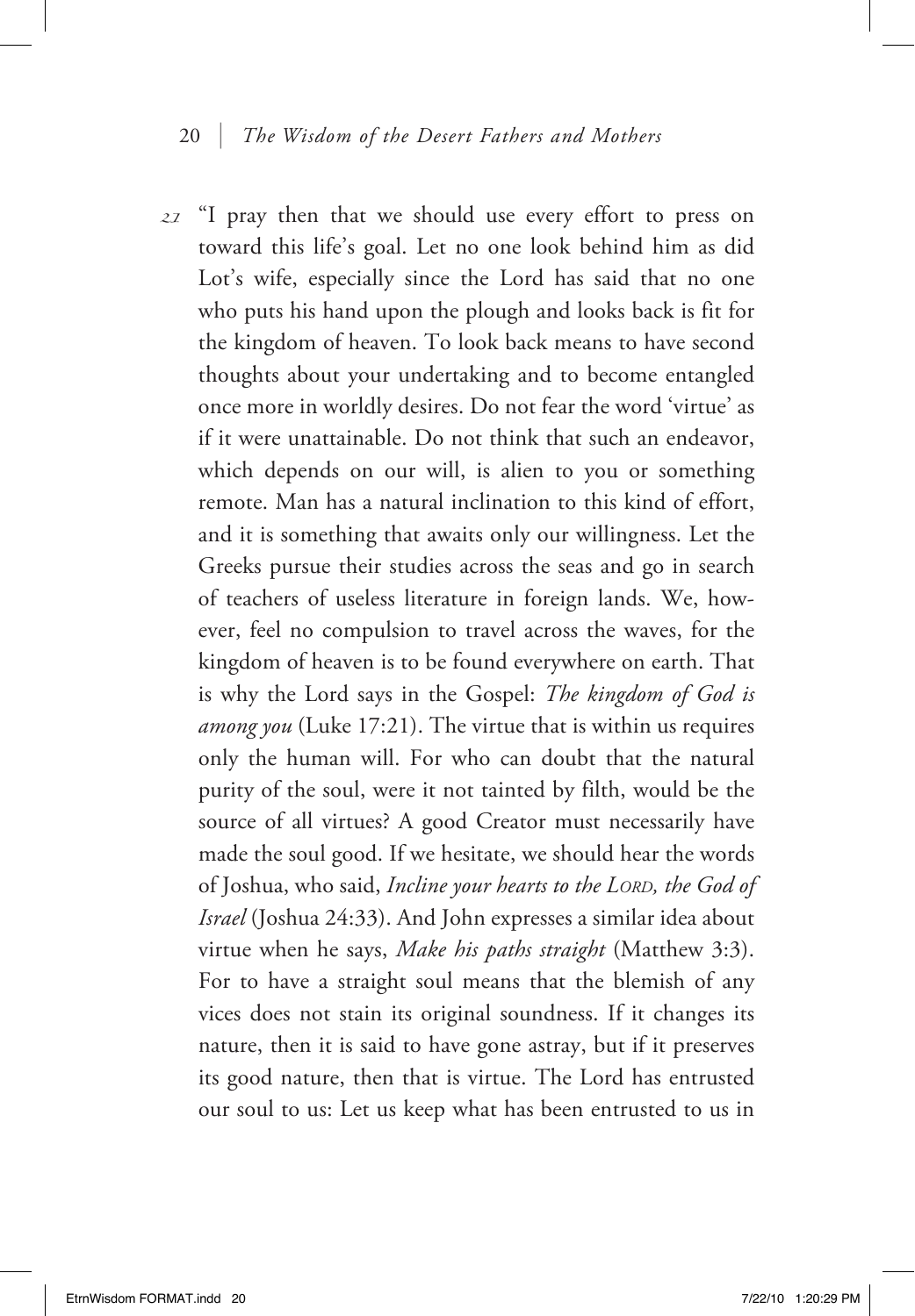*21* "I pray then that we should use every effort to press on toward this life's goal. Let no one look behind him as did Lot's wife, especially since the Lord has said that no one who puts his hand upon the plough and looks back is fit for the kingdom of heaven. To look back means to have second thoughts about your undertaking and to become entangled once more in worldly desires. Do not fear the word 'virtue' as if it were unattainable. Do not think that such an endeavor, which depends on our will, is alien to you or something remote. Man has a natural inclination to this kind of effort, and it is something that awaits only our willingness. Let the Greeks pursue their studies across the seas and go in search of teachers of useless literature in foreign lands. We, however, feel no compulsion to travel across the waves, for the kingdom of heaven is to be found everywhere on earth. That is why the Lord says in the Gospel: *The kingdom of God is among you* (Luke 17:21). The virtue that is within us requires only the human will. For who can doubt that the natural purity of the soul, were it not tainted by filth, would be the source of all virtues? A good Creator must necessarily have made the soul good. If we hesitate, we should hear the words of Joshua, who said, *Incline your hearts to the LORD, the God of Israel* (Joshua 24:33). And John expresses a similar idea about virtue when he says, *Make his paths straight* (Matthew 3:3). For to have a straight soul means that the blemish of any vices does not stain its original soundness. If it changes its nature, then it is said to have gone astray, but if it preserves its good nature, then that is virtue. The Lord has entrusted our soul to us: Let us keep what has been entrusted to us in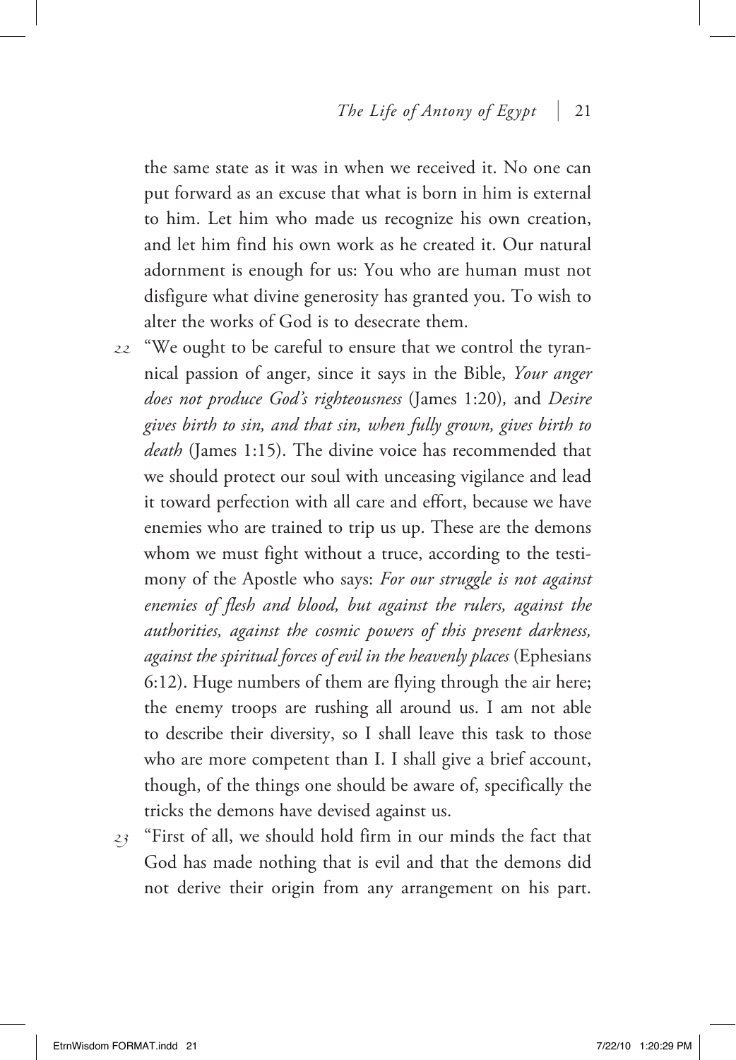the same state as it was in when we received it. No one can put forward as an excuse that what is born in him is external to him. Let him who made us recognize his own creation, and let him find his own work as he created it. Our natural adornment is enough for us: You who are human must not disfigure what divine generosity has granted you. To wish to alter the works of God is to desecrate them.

*22* "We ought to be careful to ensure that we control the tyrannical passion of anger, since it says in the Bible, *Your anger does not produce God's righteousness* (James 1:20), and *Desire gives birth to sin, and that sin, when fully grown, gives birth to death* (James 1:15). The divine voice has recommended that we should protect our soul with unceasing vigilance and lead it toward perfection with all care and effort, because we have enemies who are trained to trip us up. These are the demons whom we must fight without a truce, according to the testimony of the Apostle who says: *For our struggle is not against enemies of flesh and blood, but against the rulers, against the authorities, against the cosmic powers of this present darkness, against the spiritual forces of evil in the heavenly places* (Ephesians 6:12). Huge numbers of them are flying through the air here; the enemy troops are rushing all around us. I am not able to describe their diversity, so I shall leave this task to those who are more competent than I. I shall give a brief account, though, of the things one should be aware of, specifically the tricks the demons have devised against us.

*23* "First of all, we should hold firm in our minds the fact that God has made nothing that is evil and that the demons did not derive their origin from any arrangement on his part.